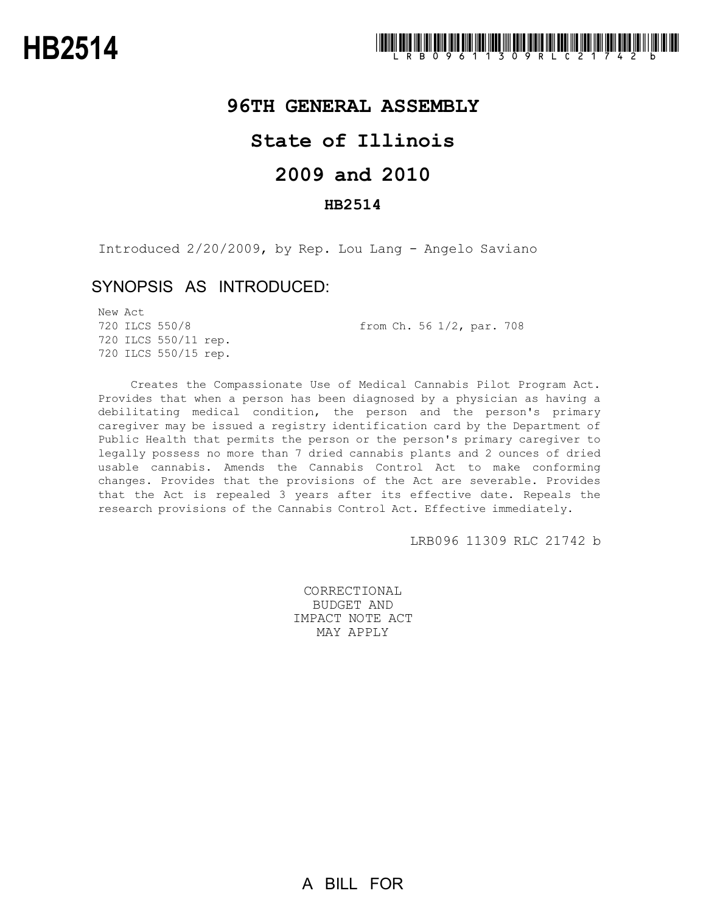# HB2514

LRB09611309RLC21742b

## 96TH GENERAL ASSEMBLY

## State of Illinois

## 2009 and 2010

### HB2514

Introduced 2/20/2009, by Rep. Lou Lang - Angelo Saviano

### SYNOPSIS AS INTRODUCED:

New Act
720 ILCS 550/8 from Ch. 56 1/2, par. 708
720 ILCS 550/11 rep.
720 ILCS 550/15 rep.

Creates the Compassionate Use of Medical Cannabis Pilot Program Act. Provides that when a person has been diagnosed by a physician as having a debilitating medical condition, the person and the person's primary caregiver may be issued a registry identification card by the Department of Public Health that permits the person or the person's primary caregiver to legally possess no more than 7 dried cannabis plants and 2 ounces of dried usable cannabis. Amends the Cannabis Control Act to make conforming changes. Provides that the provisions of the Act are severable. Provides that the Act is repealed 3 years after its effective date. Repeals the research provisions of the Cannabis Control Act. Effective immediately.

LRB096 11309 RLC 21742 b

CORRECTIONAL
BUDGET AND
IMPACT NOTE ACT
MAY APPLY

A BILL FOR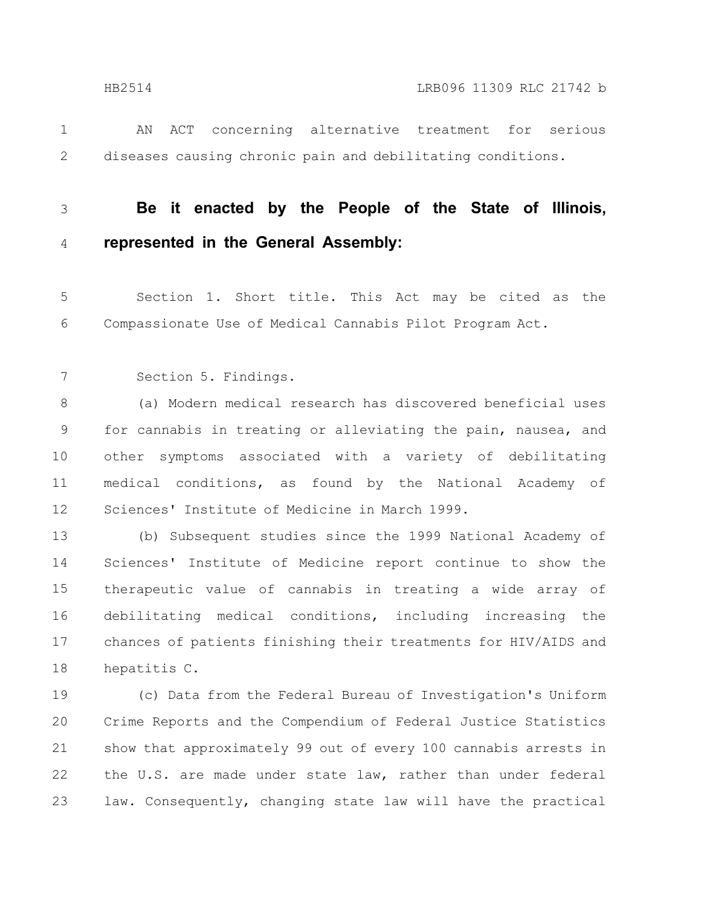AN ACT concerning alternative treatment for serious diseases causing chronic pain and debilitating conditions.

**Be it enacted by the People of the State of Illinois, represented in the General Assembly:**

Section 1. Short title. This Act may be cited as the Compassionate Use of Medical Cannabis Pilot Program Act.

Section 5. Findings.

(a) Modern medical research has discovered beneficial uses for cannabis in treating or alleviating the pain, nausea, and other symptoms associated with a variety of debilitating medical conditions, as found by the National Academy of Sciences' Institute of Medicine in March 1999.

(b) Subsequent studies since the 1999 National Academy of Sciences' Institute of Medicine report continue to show the therapeutic value of cannabis in treating a wide array of debilitating medical conditions, including increasing the chances of patients finishing their treatments for HIV/AIDS and hepatitis C.

(c) Data from the Federal Bureau of Investigation's Uniform Crime Reports and the Compendium of Federal Justice Statistics show that approximately 99 out of every 100 cannabis arrests in the U.S. are made under state law, rather than under federal law. Consequently, changing state law will have the practical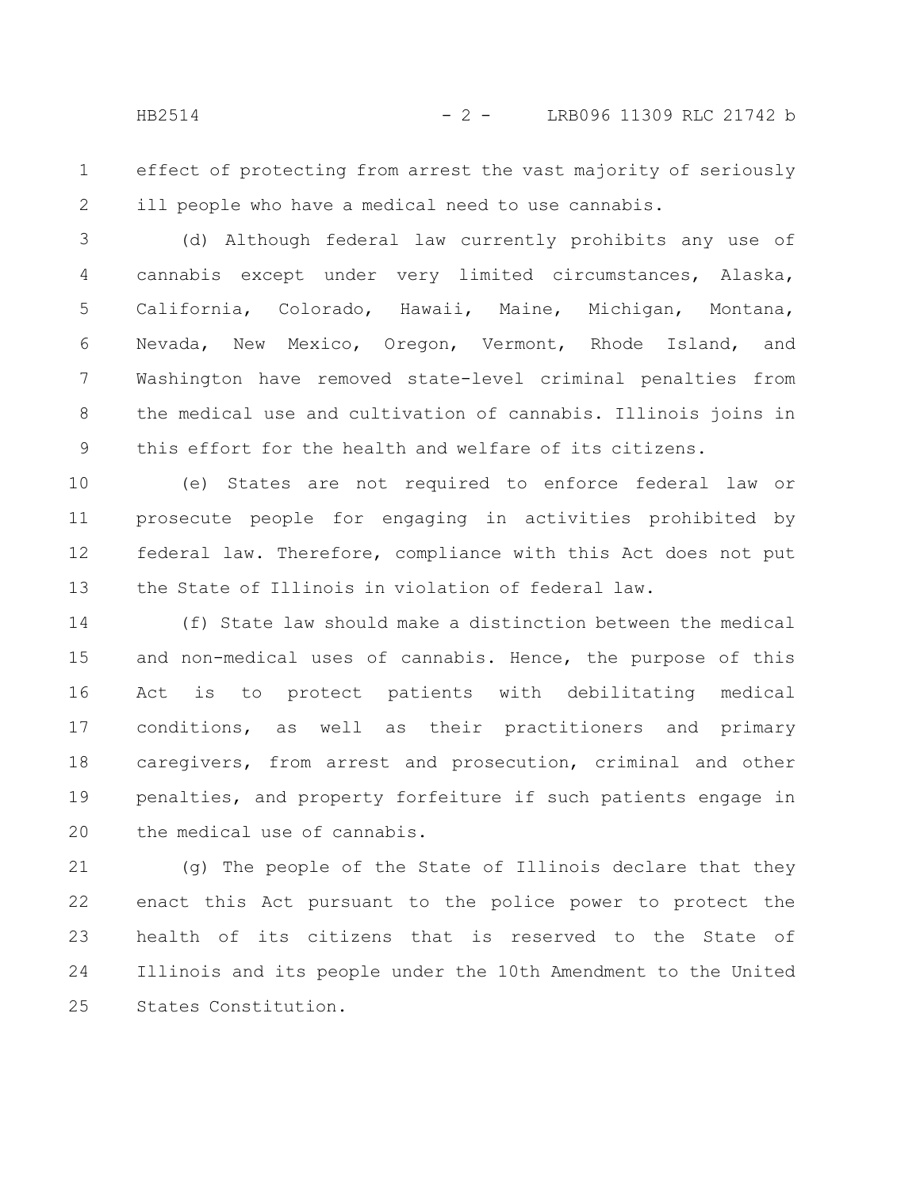effect of protecting from arrest the vast majority of seriously ill people who have a medical need to use cannabis.

(d) Although federal law currently prohibits any use of cannabis except under very limited circumstances, Alaska, California, Colorado, Hawaii, Maine, Michigan, Montana, Nevada, New Mexico, Oregon, Vermont, Rhode Island, and Washington have removed state-level criminal penalties from the medical use and cultivation of cannabis. Illinois joins in this effort for the health and welfare of its citizens.

(e) States are not required to enforce federal law or prosecute people for engaging in activities prohibited by federal law. Therefore, compliance with this Act does not put the State of Illinois in violation of federal law.

(f) State law should make a distinction between the medical and non-medical uses of cannabis. Hence, the purpose of this Act is to protect patients with debilitating medical conditions, as well as their practitioners and primary caregivers, from arrest and prosecution, criminal and other penalties, and property forfeiture if such patients engage in the medical use of cannabis.

(g) The people of the State of Illinois declare that they enact this Act pursuant to the police power to protect the health of its citizens that is reserved to the State of Illinois and its people under the 10th Amendment to the United States Constitution.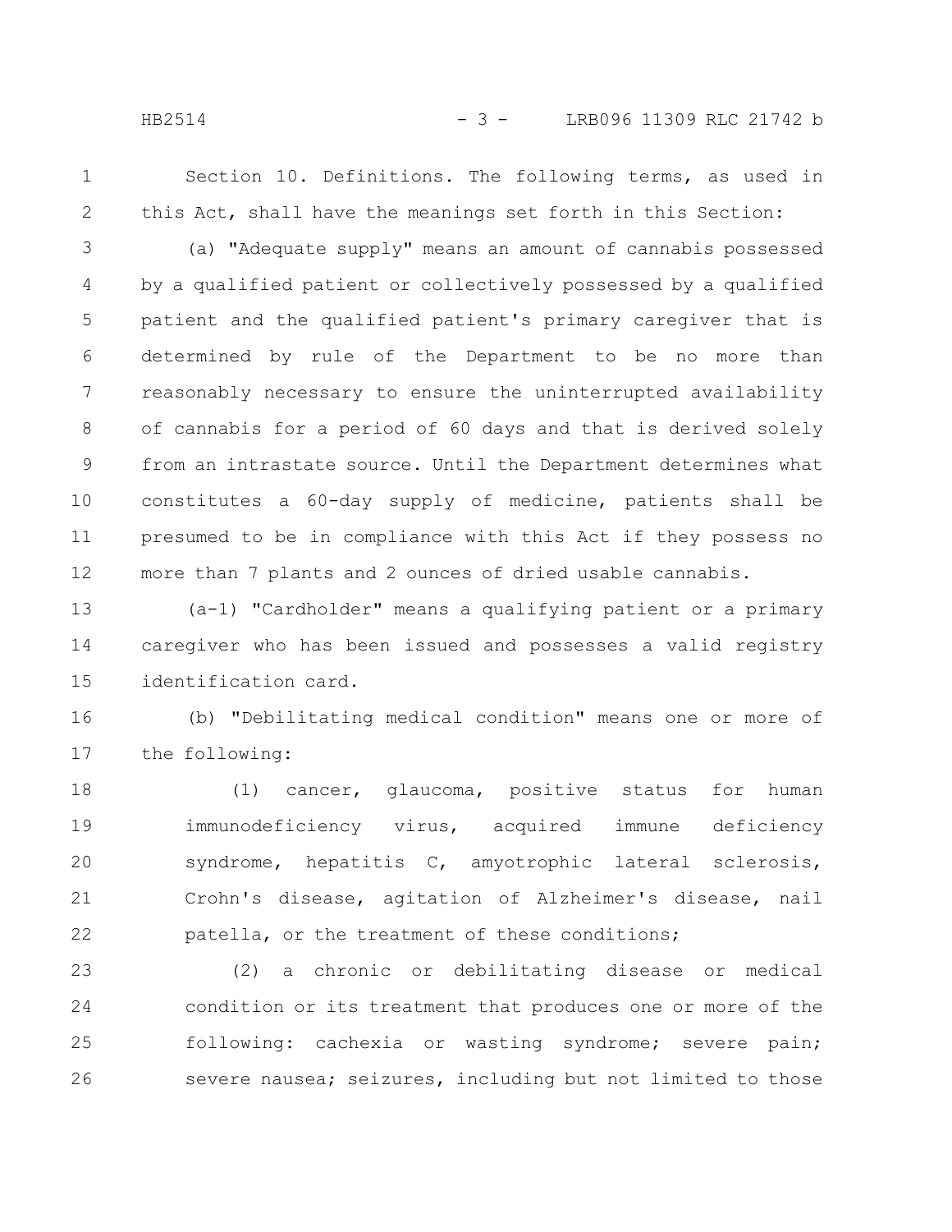Section 10. Definitions. The following terms, as used in this Act, shall have the meanings set forth in this Section:

(a) "Adequate supply" means an amount of cannabis possessed by a qualified patient or collectively possessed by a qualified patient and the qualified patient's primary caregiver that is determined by rule of the Department to be no more than reasonably necessary to ensure the uninterrupted availability of cannabis for a period of 60 days and that is derived solely from an intrastate source. Until the Department determines what constitutes a 60-day supply of medicine, patients shall be presumed to be in compliance with this Act if they possess no more than 7 plants and 2 ounces of dried usable cannabis.

(a-1) "Cardholder" means a qualifying patient or a primary caregiver who has been issued and possesses a valid registry identification card.

(b) "Debilitating medical condition" means one or more of the following:

(1) cancer, glaucoma, positive status for human immunodeficiency virus, acquired immune deficiency syndrome, hepatitis C, amyotrophic lateral sclerosis, Crohn's disease, agitation of Alzheimer's disease, nail patella, or the treatment of these conditions;

(2) a chronic or debilitating disease or medical condition or its treatment that produces one or more of the following: cachexia or wasting syndrome; severe pain; severe nausea; seizures, including but not limited to those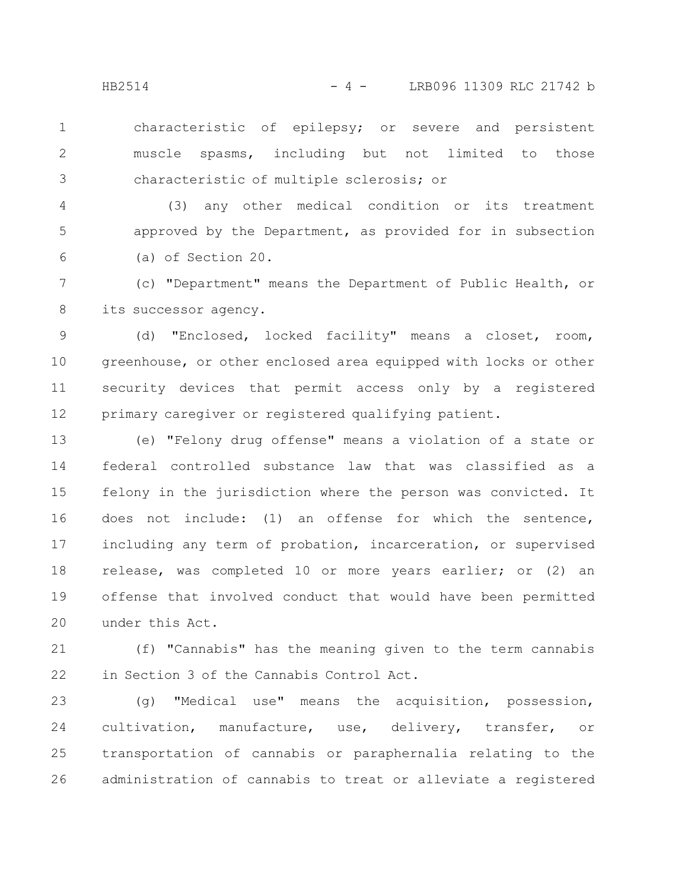characteristic of epilepsy; or severe and persistent muscle spasms, including but not limited to those characteristic of multiple sclerosis; or

(3) any other medical condition or its treatment approved by the Department, as provided for in subsection (a) of Section 20.

(c) "Department" means the Department of Public Health, or its successor agency.

(d) "Enclosed, locked facility" means a closet, room, greenhouse, or other enclosed area equipped with locks or other security devices that permit access only by a registered primary caregiver or registered qualifying patient.

(e) "Felony drug offense" means a violation of a state or federal controlled substance law that was classified as a felony in the jurisdiction where the person was convicted. It does not include: (1) an offense for which the sentence, including any term of probation, incarceration, or supervised release, was completed 10 or more years earlier; or (2) an offense that involved conduct that would have been permitted under this Act.

(f) "Cannabis" has the meaning given to the term cannabis in Section 3 of the Cannabis Control Act.

(g) "Medical use" means the acquisition, possession, cultivation, manufacture, use, delivery, transfer, or transportation of cannabis or paraphernalia relating to the administration of cannabis to treat or alleviate a registered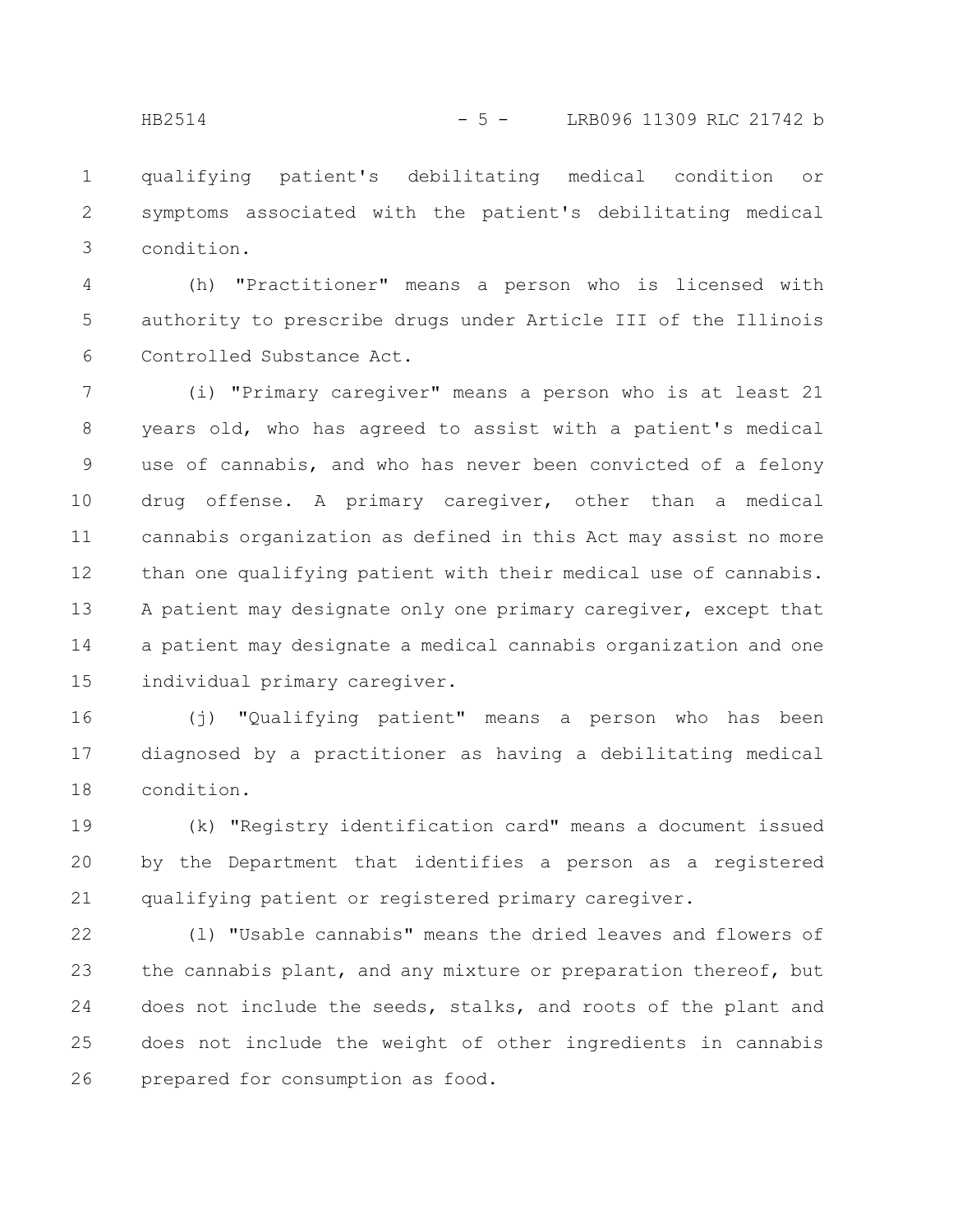qualifying patient's debilitating medical condition or symptoms associated with the patient's debilitating medical condition.

(h) "Practitioner" means a person who is licensed with authority to prescribe drugs under Article III of the Illinois Controlled Substance Act.

(i) "Primary caregiver" means a person who is at least 21 years old, who has agreed to assist with a patient's medical use of cannabis, and who has never been convicted of a felony drug offense. A primary caregiver, other than a medical cannabis organization as defined in this Act may assist no more than one qualifying patient with their medical use of cannabis. A patient may designate only one primary caregiver, except that a patient may designate a medical cannabis organization and one individual primary caregiver.

(j) "Qualifying patient" means a person who has been diagnosed by a practitioner as having a debilitating medical condition.

(k) "Registry identification card" means a document issued by the Department that identifies a person as a registered qualifying patient or registered primary caregiver.

(l) "Usable cannabis" means the dried leaves and flowers of the cannabis plant, and any mixture or preparation thereof, but does not include the seeds, stalks, and roots of the plant and does not include the weight of other ingredients in cannabis prepared for consumption as food.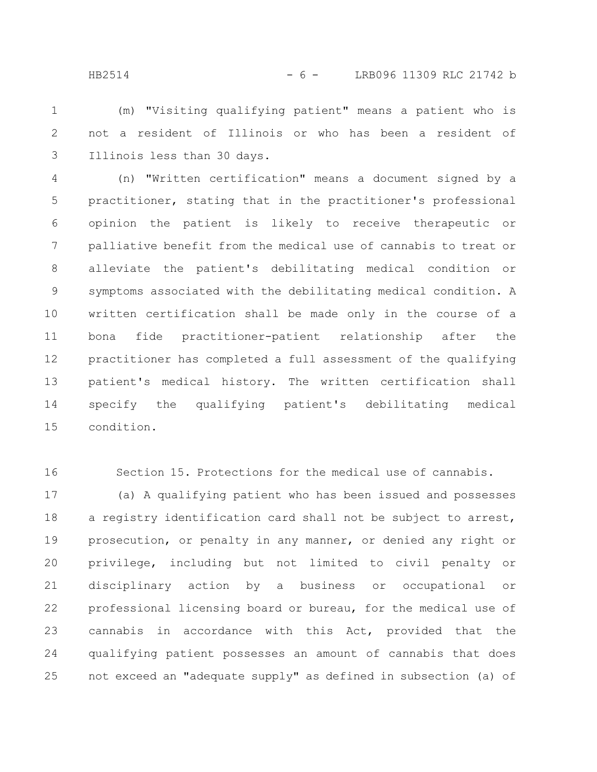(m) "Visiting qualifying patient" means a patient who is not a resident of Illinois or who has been a resident of Illinois less than 30 days.

(n) "Written certification" means a document signed by a practitioner, stating that in the practitioner's professional opinion the patient is likely to receive therapeutic or palliative benefit from the medical use of cannabis to treat or alleviate the patient's debilitating medical condition or symptoms associated with the debilitating medical condition. A written certification shall be made only in the course of a bona fide practitioner-patient relationship after the practitioner has completed a full assessment of the qualifying patient's medical history. The written certification shall specify the qualifying patient's debilitating medical condition.

Section 15. Protections for the medical use of cannabis.

(a) A qualifying patient who has been issued and possesses a registry identification card shall not be subject to arrest, prosecution, or penalty in any manner, or denied any right or privilege, including but not limited to civil penalty or disciplinary action by a business or occupational or professional licensing board or bureau, for the medical use of cannabis in accordance with this Act, provided that the qualifying patient possesses an amount of cannabis that does not exceed an "adequate supply" as defined in subsection (a) of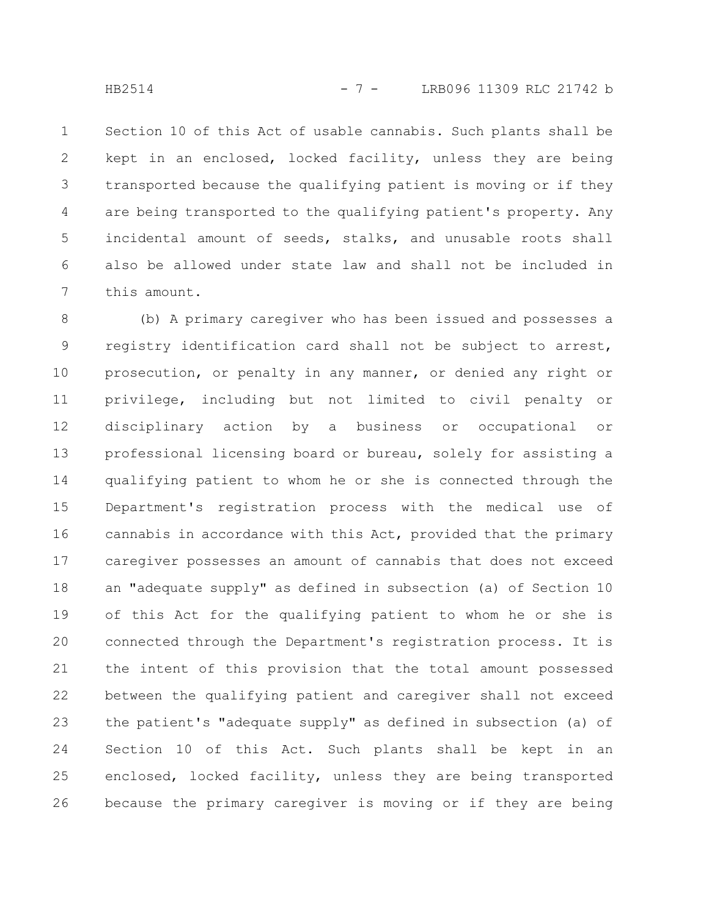Section 10 of this Act of usable cannabis. Such plants shall be kept in an enclosed, locked facility, unless they are being transported because the qualifying patient is moving or if they are being transported to the qualifying patient's property. Any incidental amount of seeds, stalks, and unusable roots shall also be allowed under state law and shall not be included in this amount.

(b) A primary caregiver who has been issued and possesses a registry identification card shall not be subject to arrest, prosecution, or penalty in any manner, or denied any right or privilege, including but not limited to civil penalty or disciplinary action by a business or occupational or professional licensing board or bureau, solely for assisting a qualifying patient to whom he or she is connected through the Department's registration process with the medical use of cannabis in accordance with this Act, provided that the primary caregiver possesses an amount of cannabis that does not exceed an "adequate supply" as defined in subsection (a) of Section 10 of this Act for the qualifying patient to whom he or she is connected through the Department's registration process. It is the intent of this provision that the total amount possessed between the qualifying patient and caregiver shall not exceed the patient's "adequate supply" as defined in subsection (a) of Section 10 of this Act. Such plants shall be kept in an enclosed, locked facility, unless they are being transported because the primary caregiver is moving or if they are being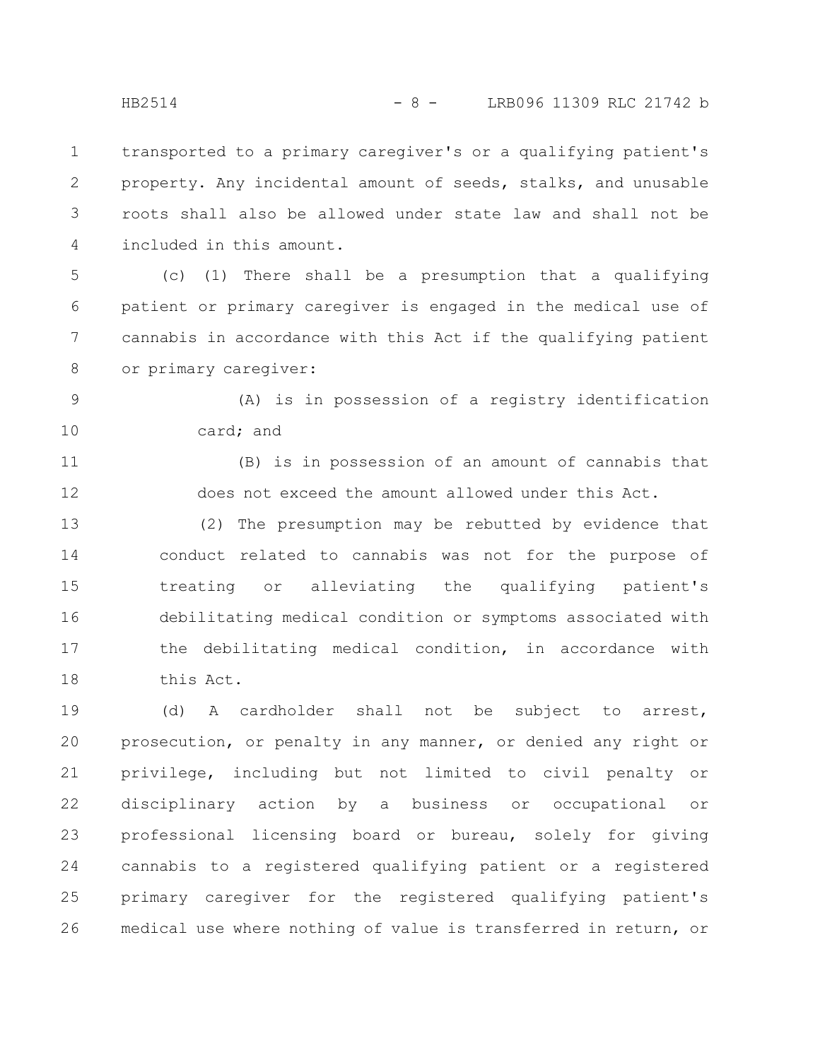transported to a primary caregiver's or a qualifying patient's property. Any incidental amount of seeds, stalks, and unusable roots shall also be allowed under state law and shall not be included in this amount.

(c) (1) There shall be a presumption that a qualifying patient or primary caregiver is engaged in the medical use of cannabis in accordance with this Act if the qualifying patient or primary caregiver:

(A) is in possession of a registry identification card; and

(B) is in possession of an amount of cannabis that does not exceed the amount allowed under this Act.

(2) The presumption may be rebutted by evidence that conduct related to cannabis was not for the purpose of treating or alleviating the qualifying patient's debilitating medical condition or symptoms associated with the debilitating medical condition, in accordance with this Act.

(d) A cardholder shall not be subject to arrest, prosecution, or penalty in any manner, or denied any right or privilege, including but not limited to civil penalty or disciplinary action by a business or occupational or professional licensing board or bureau, solely for giving cannabis to a registered qualifying patient or a registered primary caregiver for the registered qualifying patient's medical use where nothing of value is transferred in return, or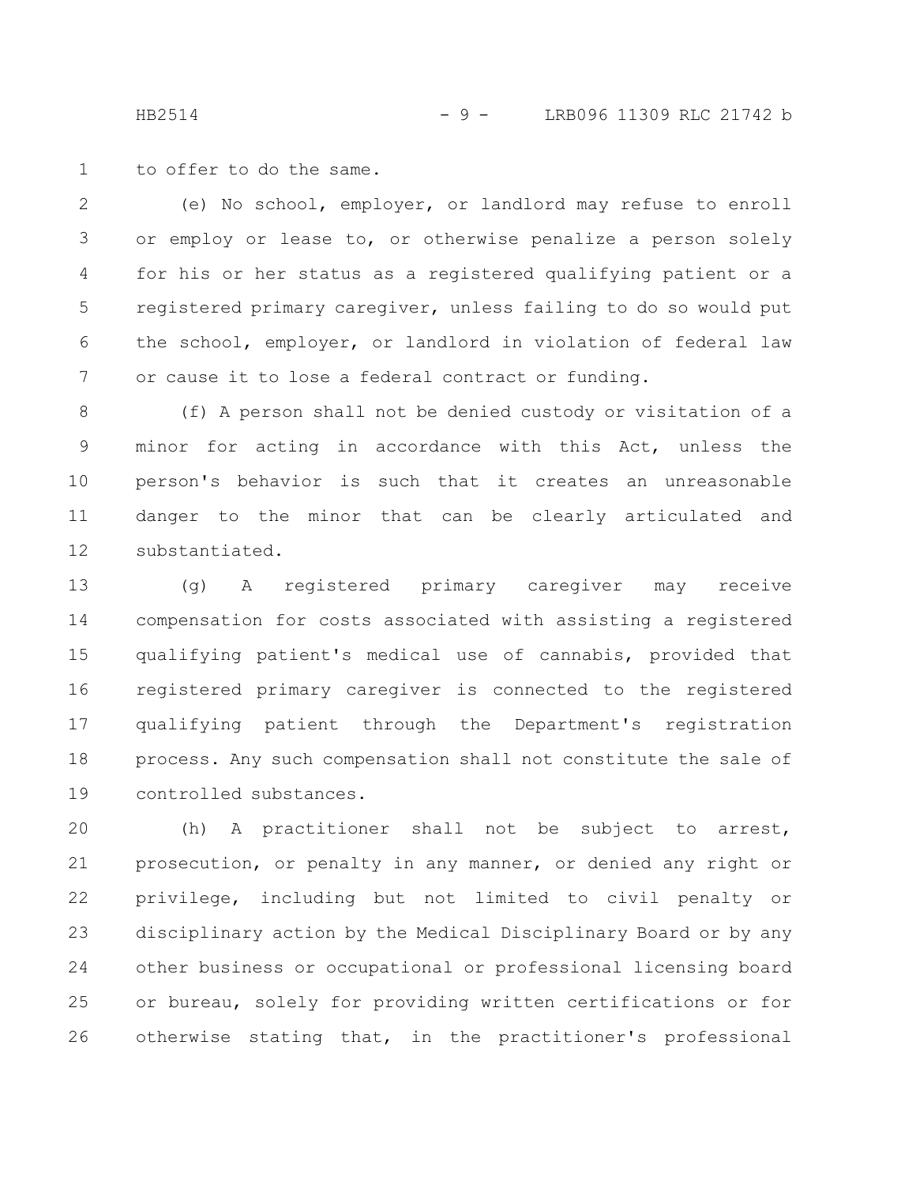to offer to do the same.

(e) No school, employer, or landlord may refuse to enroll or employ or lease to, or otherwise penalize a person solely for his or her status as a registered qualifying patient or a registered primary caregiver, unless failing to do so would put the school, employer, or landlord in violation of federal law or cause it to lose a federal contract or funding.

(f) A person shall not be denied custody or visitation of a minor for acting in accordance with this Act, unless the person's behavior is such that it creates an unreasonable danger to the minor that can be clearly articulated and substantiated.

(g) A registered primary caregiver may receive compensation for costs associated with assisting a registered qualifying patient's medical use of cannabis, provided that registered primary caregiver is connected to the registered qualifying patient through the Department's registration process. Any such compensation shall not constitute the sale of controlled substances.

(h) A practitioner shall not be subject to arrest, prosecution, or penalty in any manner, or denied any right or privilege, including but not limited to civil penalty or disciplinary action by the Medical Disciplinary Board or by any other business or occupational or professional licensing board or bureau, solely for providing written certifications or for otherwise stating that, in the practitioner's professional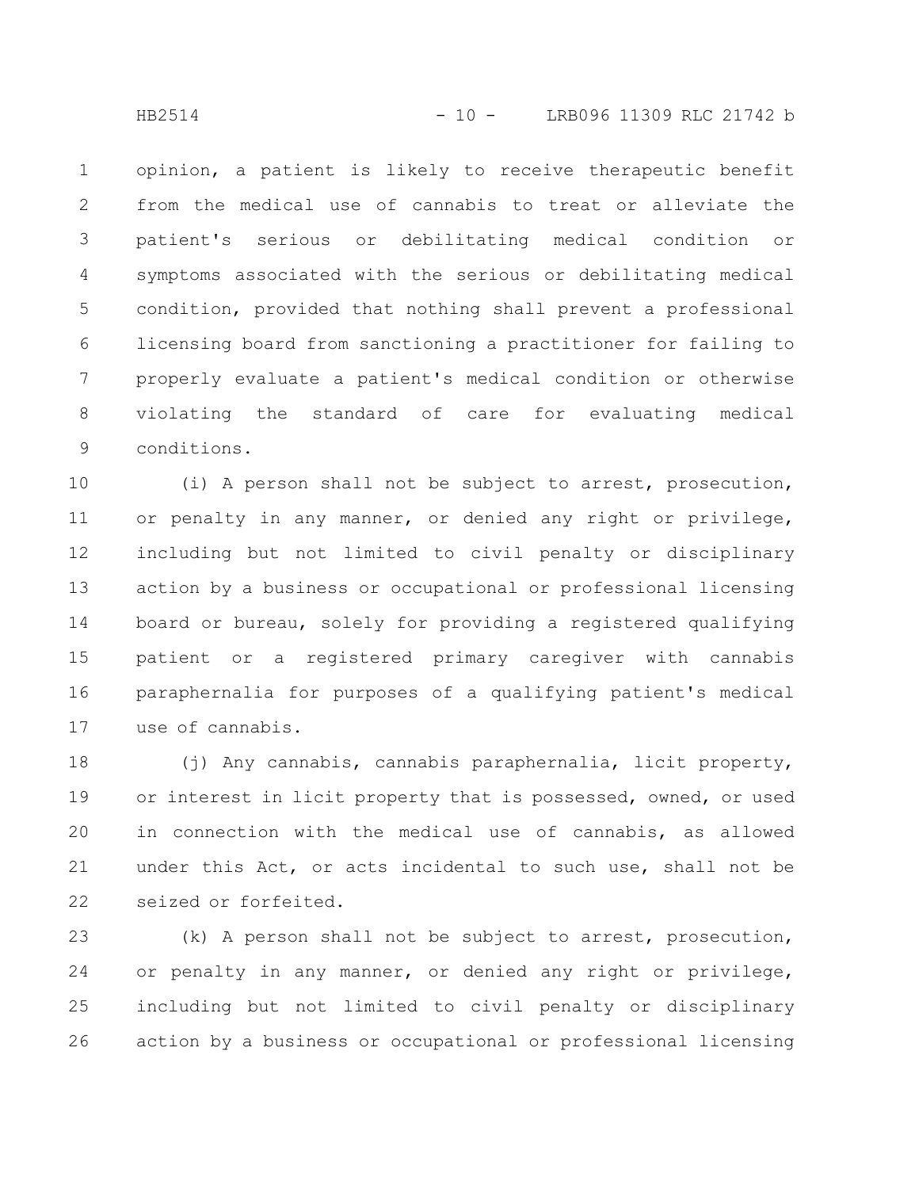opinion, a patient is likely to receive therapeutic benefit from the medical use of cannabis to treat or alleviate the patient's serious or debilitating medical condition or symptoms associated with the serious or debilitating medical condition, provided that nothing shall prevent a professional licensing board from sanctioning a practitioner for failing to properly evaluate a patient's medical condition or otherwise violating the standard of care for evaluating medical conditions.

(i) A person shall not be subject to arrest, prosecution, or penalty in any manner, or denied any right or privilege, including but not limited to civil penalty or disciplinary action by a business or occupational or professional licensing board or bureau, solely for providing a registered qualifying patient or a registered primary caregiver with cannabis paraphernalia for purposes of a qualifying patient's medical use of cannabis.

(j) Any cannabis, cannabis paraphernalia, licit property, or interest in licit property that is possessed, owned, or used in connection with the medical use of cannabis, as allowed under this Act, or acts incidental to such use, shall not be seized or forfeited.

(k) A person shall not be subject to arrest, prosecution, or penalty in any manner, or denied any right or privilege, including but not limited to civil penalty or disciplinary action by a business or occupational or professional licensing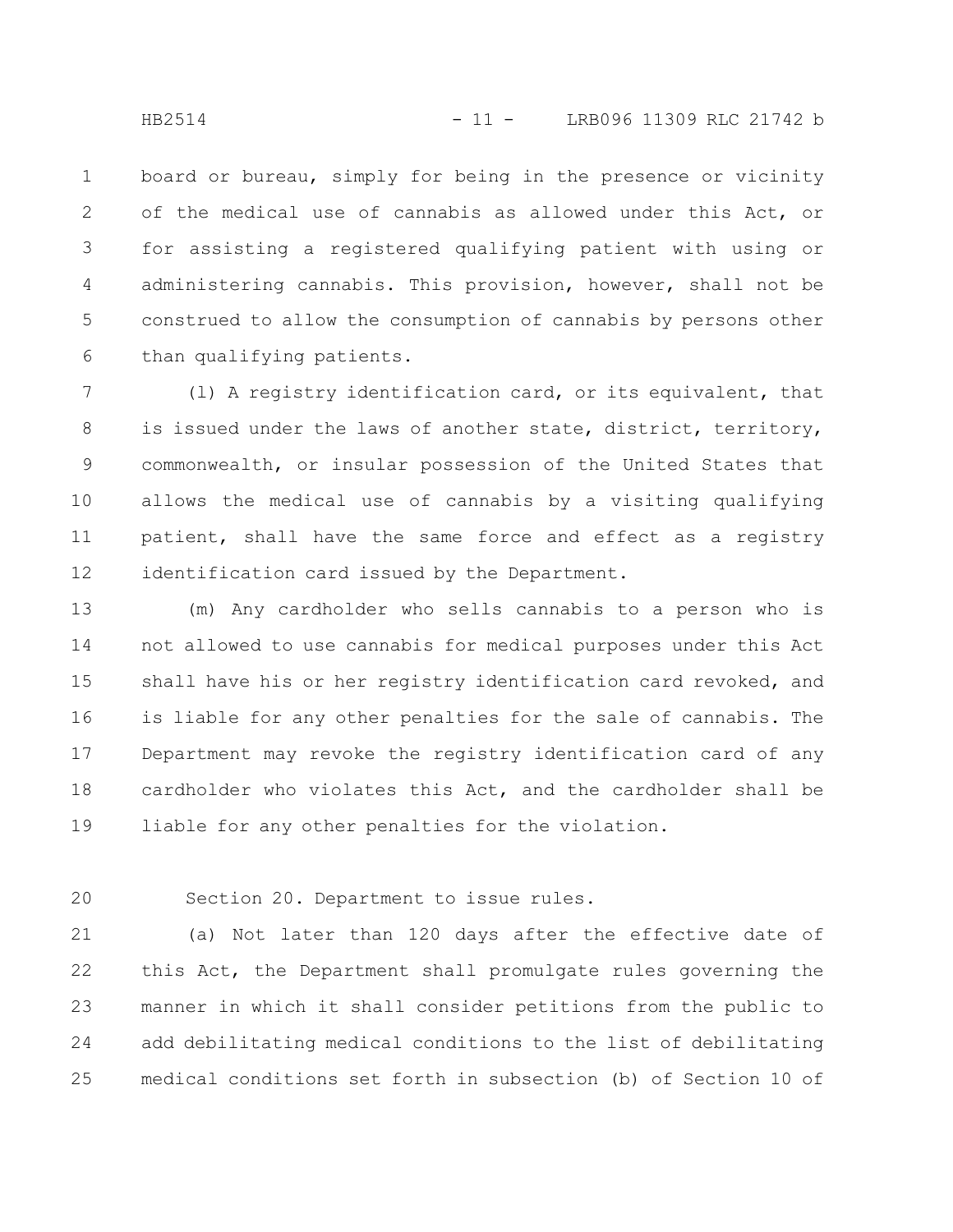board or bureau, simply for being in the presence or vicinity of the medical use of cannabis as allowed under this Act, or for assisting a registered qualifying patient with using or administering cannabis. This provision, however, shall not be construed to allow the consumption of cannabis by persons other than qualifying patients.

(l) A registry identification card, or its equivalent, that is issued under the laws of another state, district, territory, commonwealth, or insular possession of the United States that allows the medical use of cannabis by a visiting qualifying patient, shall have the same force and effect as a registry identification card issued by the Department.

(m) Any cardholder who sells cannabis to a person who is not allowed to use cannabis for medical purposes under this Act shall have his or her registry identification card revoked, and is liable for any other penalties for the sale of cannabis. The Department may revoke the registry identification card of any cardholder who violates this Act, and the cardholder shall be liable for any other penalties for the violation.

Section 20. Department to issue rules.

(a) Not later than 120 days after the effective date of this Act, the Department shall promulgate rules governing the manner in which it shall consider petitions from the public to add debilitating medical conditions to the list of debilitating medical conditions set forth in subsection (b) of Section 10 of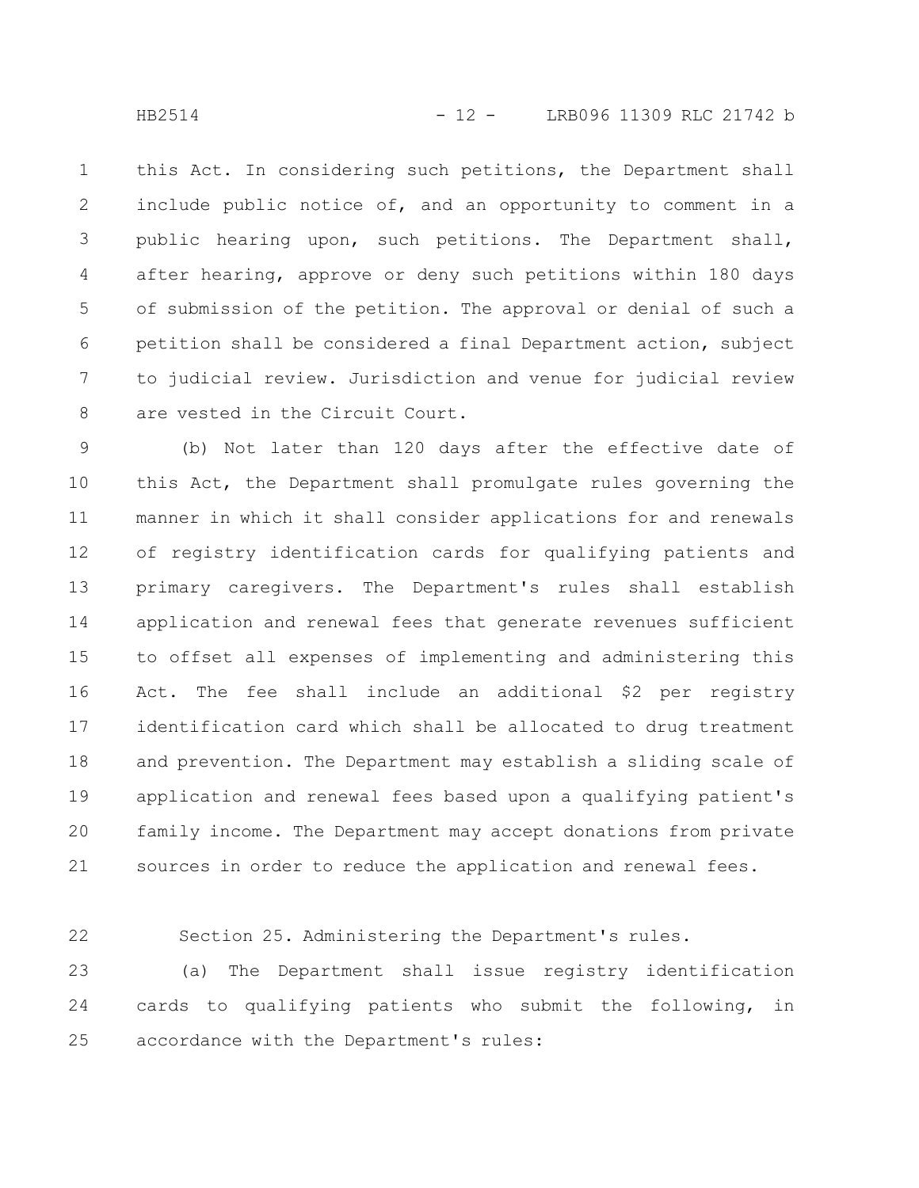this Act. In considering such petitions, the Department shall include public notice of, and an opportunity to comment in a public hearing upon, such petitions. The Department shall, after hearing, approve or deny such petitions within 180 days of submission of the petition. The approval or denial of such a petition shall be considered a final Department action, subject to judicial review. Jurisdiction and venue for judicial review are vested in the Circuit Court.

(b) Not later than 120 days after the effective date of this Act, the Department shall promulgate rules governing the manner in which it shall consider applications for and renewals of registry identification cards for qualifying patients and primary caregivers. The Department's rules shall establish application and renewal fees that generate revenues sufficient to offset all expenses of implementing and administering this Act. The fee shall include an additional $2 per registry identification card which shall be allocated to drug treatment and prevention. The Department may establish a sliding scale of application and renewal fees based upon a qualifying patient's family income. The Department may accept donations from private sources in order to reduce the application and renewal fees.

Section 25. Administering the Department's rules.

(a) The Department shall issue registry identification cards to qualifying patients who submit the following, in accordance with the Department's rules: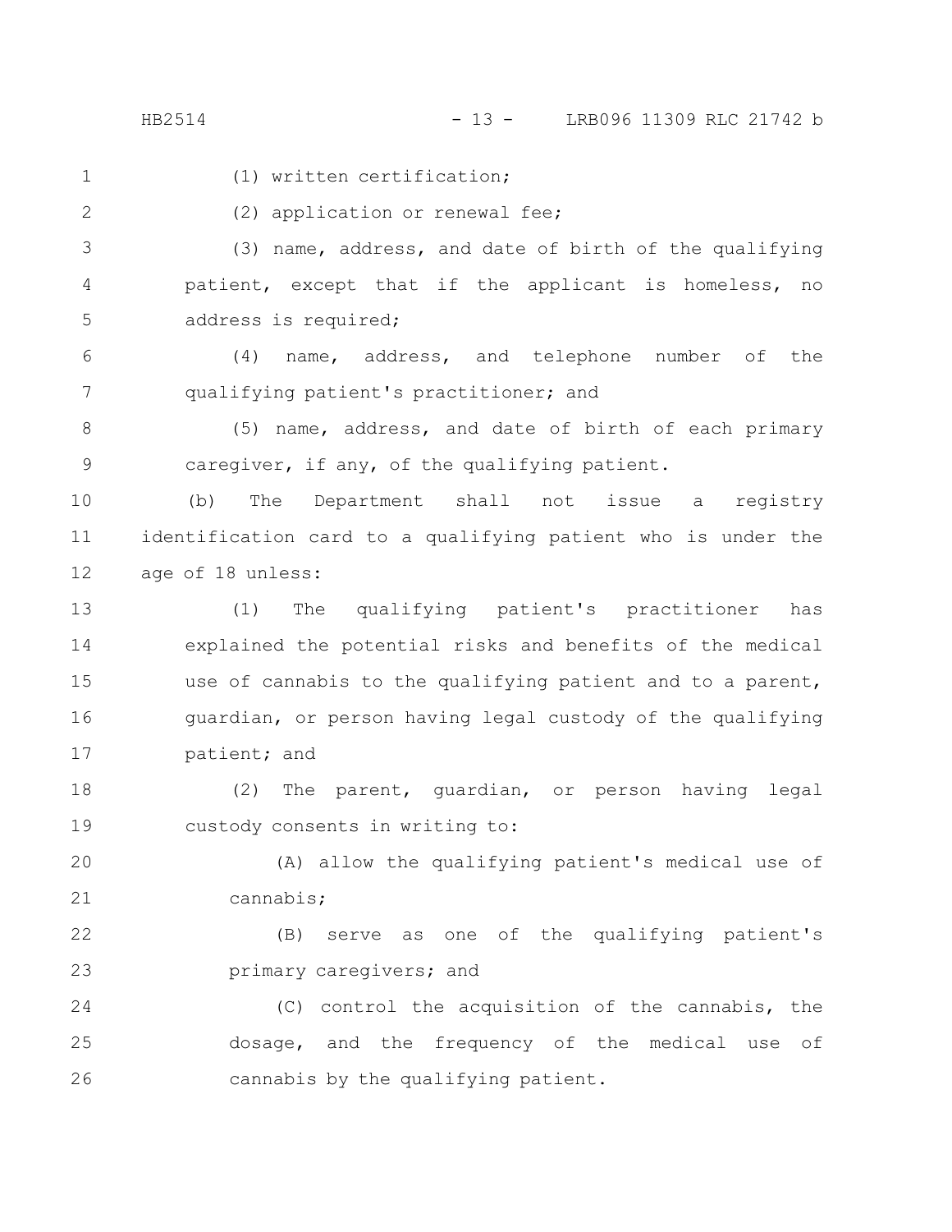(1) written certification;

(2) application or renewal fee;

(3) name, address, and date of birth of the qualifying patient, except that if the applicant is homeless, no address is required;

(4) name, address, and telephone number of the qualifying patient's practitioner; and

(5) name, address, and date of birth of each primary caregiver, if any, of the qualifying patient.

(b) The Department shall not issue a registry identification card to a qualifying patient who is under the age of 18 unless:

(1) The qualifying patient's practitioner has explained the potential risks and benefits of the medical use of cannabis to the qualifying patient and to a parent, guardian, or person having legal custody of the qualifying patient; and

(2) The parent, guardian, or person having legal custody consents in writing to:

(A) allow the qualifying patient's medical use of cannabis;

(B) serve as one of the qualifying patient's primary caregivers; and

(C) control the acquisition of the cannabis, the dosage, and the frequency of the medical use of cannabis by the qualifying patient.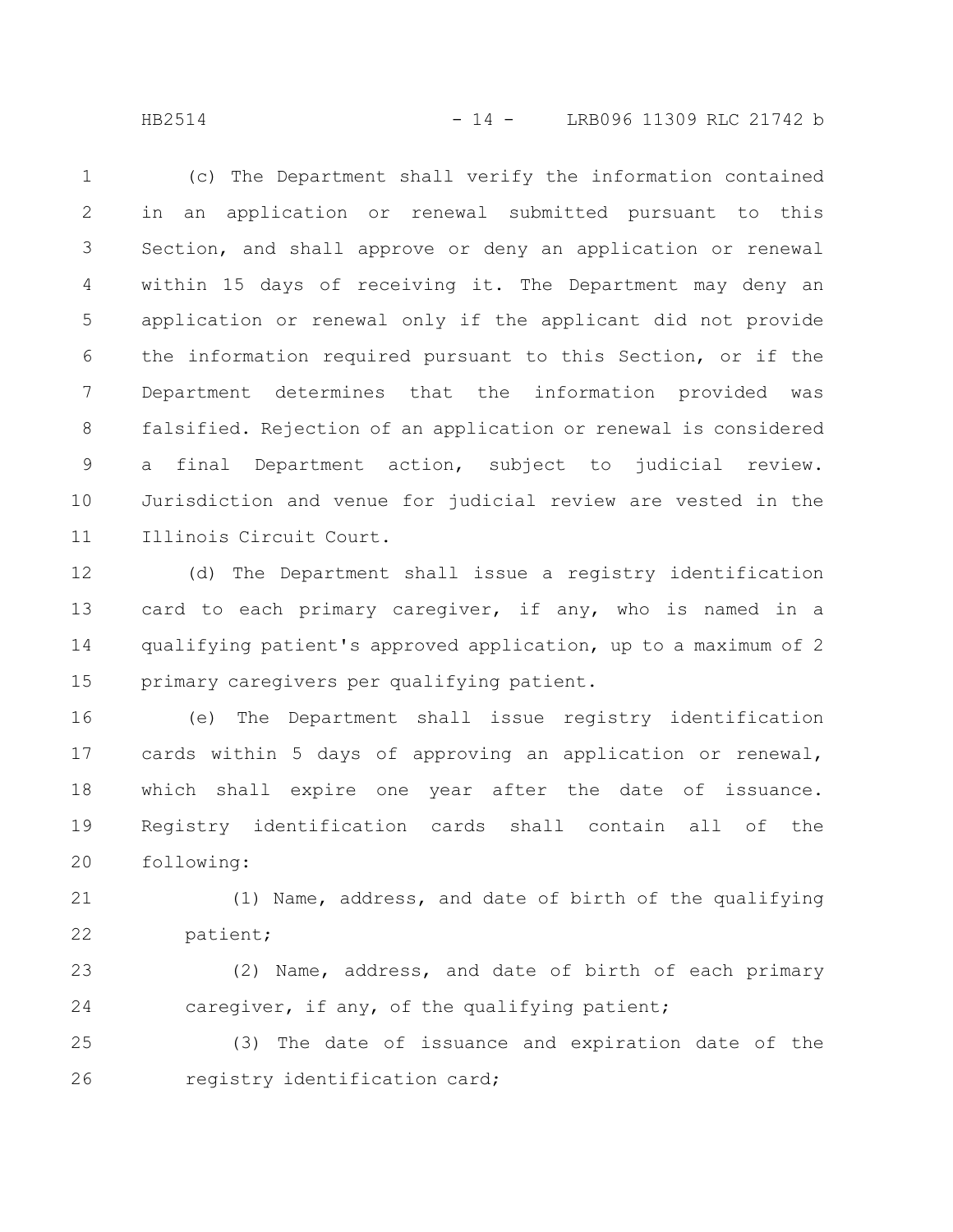(c) The Department shall verify the information contained in an application or renewal submitted pursuant to this Section, and shall approve or deny an application or renewal within 15 days of receiving it. The Department may deny an application or renewal only if the applicant did not provide the information required pursuant to this Section, or if the Department determines that the information provided was falsified. Rejection of an application or renewal is considered a final Department action, subject to judicial review. Jurisdiction and venue for judicial review are vested in the Illinois Circuit Court.

(d) The Department shall issue a registry identification card to each primary caregiver, if any, who is named in a qualifying patient's approved application, up to a maximum of 2 primary caregivers per qualifying patient.

(e) The Department shall issue registry identification cards within 5 days of approving an application or renewal, which shall expire one year after the date of issuance. Registry identification cards shall contain all of the following:

(1) Name, address, and date of birth of the qualifying patient;

(2) Name, address, and date of birth of each primary caregiver, if any, of the qualifying patient;

(3) The date of issuance and expiration date of the registry identification card;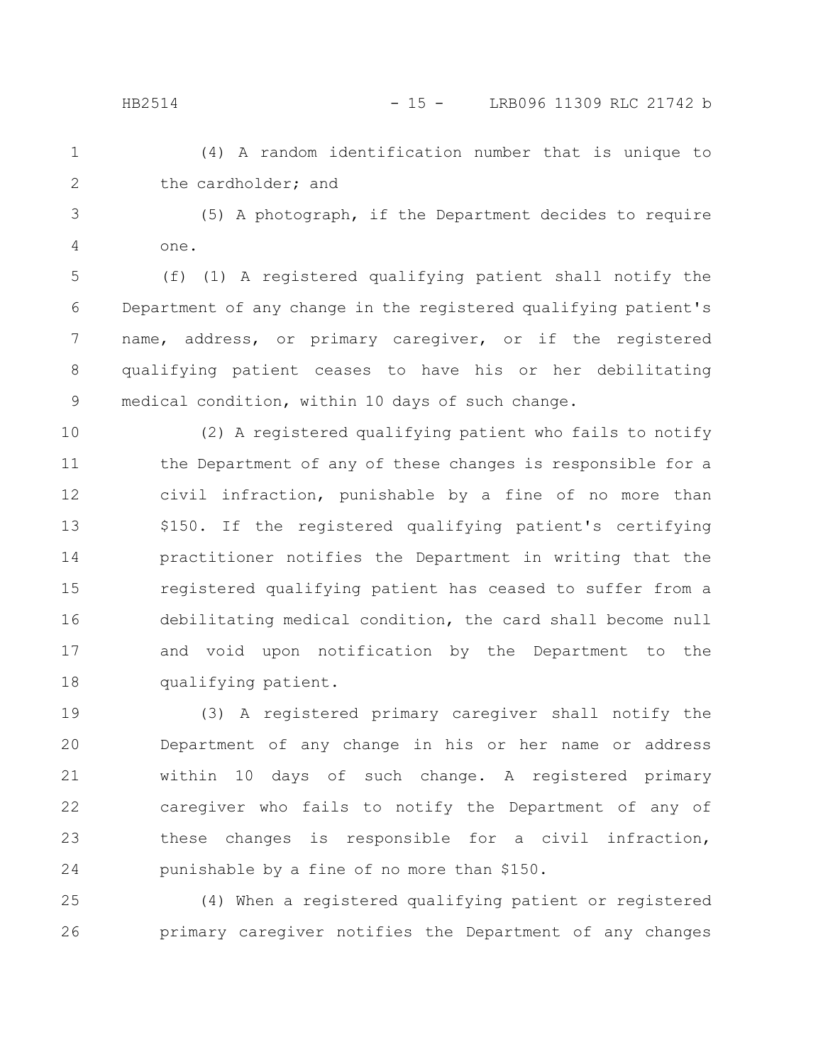(4) A random identification number that is unique to the cardholder; and

(5) A photograph, if the Department decides to require one.

(f) (1) A registered qualifying patient shall notify the Department of any change in the registered qualifying patient's name, address, or primary caregiver, or if the registered qualifying patient ceases to have his or her debilitating medical condition, within 10 days of such change.

(2) A registered qualifying patient who fails to notify the Department of any of these changes is responsible for a civil infraction, punishable by a fine of no more than $150. If the registered qualifying patient's certifying practitioner notifies the Department in writing that the registered qualifying patient has ceased to suffer from a debilitating medical condition, the card shall become null and void upon notification by the Department to the qualifying patient.

(3) A registered primary caregiver shall notify the Department of any change in his or her name or address within 10 days of such change. A registered primary caregiver who fails to notify the Department of any of these changes is responsible for a civil infraction, punishable by a fine of no more than $150.

(4) When a registered qualifying patient or registered primary caregiver notifies the Department of any changes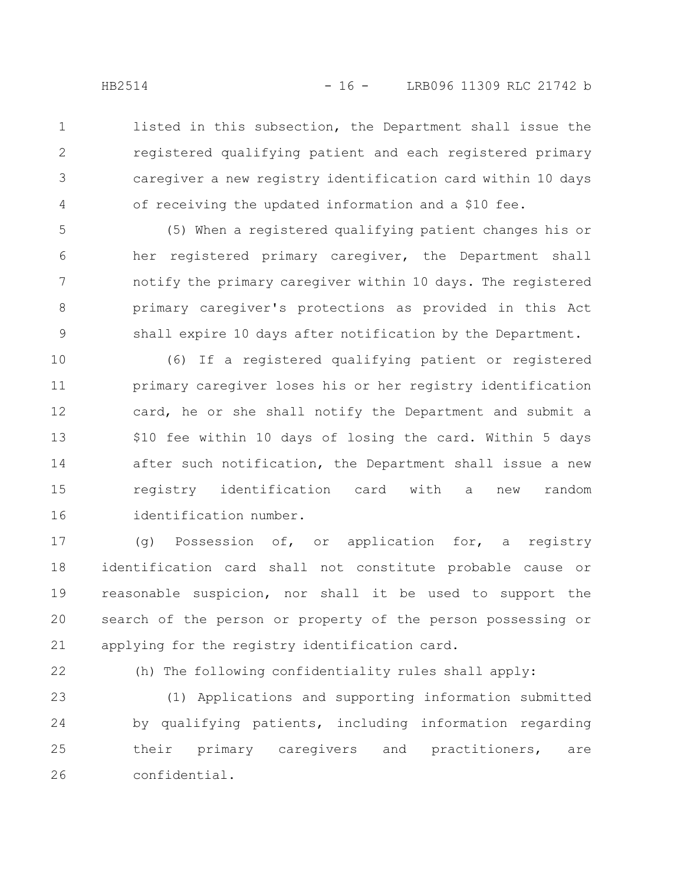listed in this subsection, the Department shall issue the registered qualifying patient and each registered primary caregiver a new registry identification card within 10 days of receiving the updated information and a $10 fee.

(5) When a registered qualifying patient changes his or her registered primary caregiver, the Department shall notify the primary caregiver within 10 days. The registered primary caregiver's protections as provided in this Act shall expire 10 days after notification by the Department.

(6) If a registered qualifying patient or registered primary caregiver loses his or her registry identification card, he or she shall notify the Department and submit a $10 fee within 10 days of losing the card. Within 5 days after such notification, the Department shall issue a new registry identification card with a new random identification number.

(g) Possession of, or application for, a registry identification card shall not constitute probable cause or reasonable suspicion, nor shall it be used to support the search of the person or property of the person possessing or applying for the registry identification card.

(h) The following confidentiality rules shall apply:

(1) Applications and supporting information submitted by qualifying patients, including information regarding their primary caregivers and practitioners, are confidential.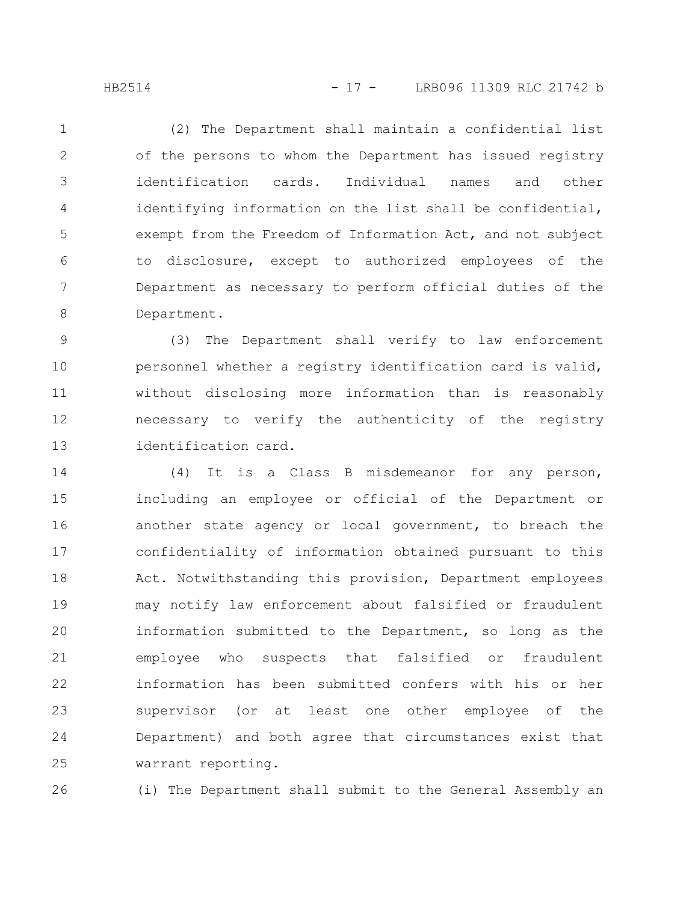(2) The Department shall maintain a confidential list of the persons to whom the Department has issued registry identification cards. Individual names and other identifying information on the list shall be confidential, exempt from the Freedom of Information Act, and not subject to disclosure, except to authorized employees of the Department as necessary to perform official duties of the Department.

(3) The Department shall verify to law enforcement personnel whether a registry identification card is valid, without disclosing more information than is reasonably necessary to verify the authenticity of the registry identification card.

(4) It is a Class B misdemeanor for any person, including an employee or official of the Department or another state agency or local government, to breach the confidentiality of information obtained pursuant to this Act. Notwithstanding this provision, Department employees may notify law enforcement about falsified or fraudulent information submitted to the Department, so long as the employee who suspects that falsified or fraudulent information has been submitted confers with his or her supervisor (or at least one other employee of the Department) and both agree that circumstances exist that warrant reporting.

(i) The Department shall submit to the General Assembly an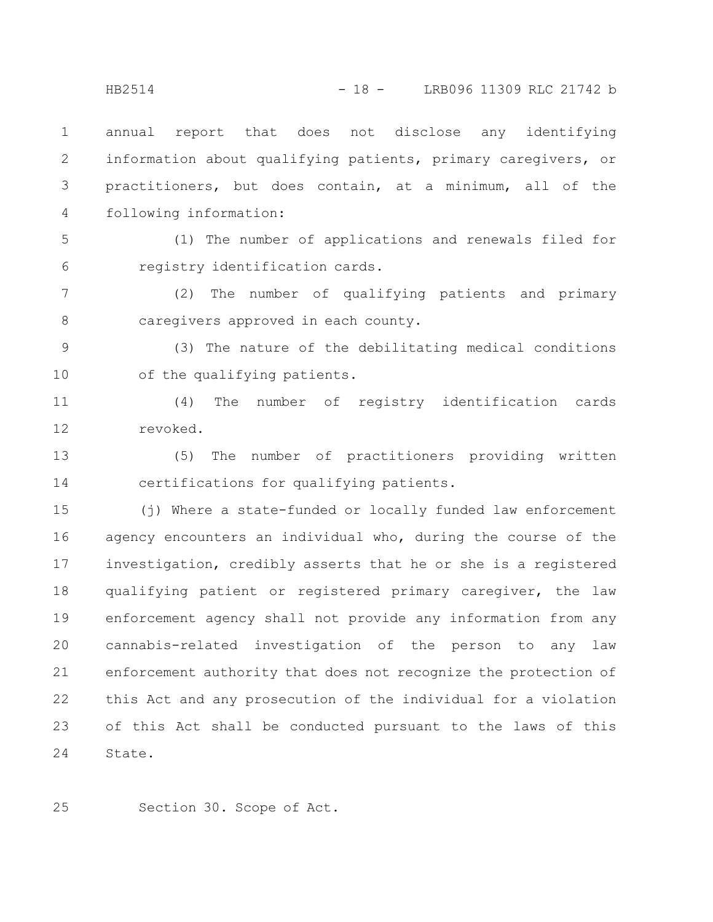annual report that does not disclose any identifying information about qualifying patients, primary caregivers, or practitioners, but does contain, at a minimum, all of the following information:

(1) The number of applications and renewals filed for registry identification cards.

(2) The number of qualifying patients and primary caregivers approved in each county.

(3) The nature of the debilitating medical conditions of the qualifying patients.

(4) The number of registry identification cards revoked.

(5) The number of practitioners providing written certifications for qualifying patients.

(j) Where a state-funded or locally funded law enforcement agency encounters an individual who, during the course of the investigation, credibly asserts that he or she is a registered qualifying patient or registered primary caregiver, the law enforcement agency shall not provide any information from any cannabis-related investigation of the person to any law enforcement authority that does not recognize the protection of this Act and any prosecution of the individual for a violation of this Act shall be conducted pursuant to the laws of this State.

Section 30. Scope of Act.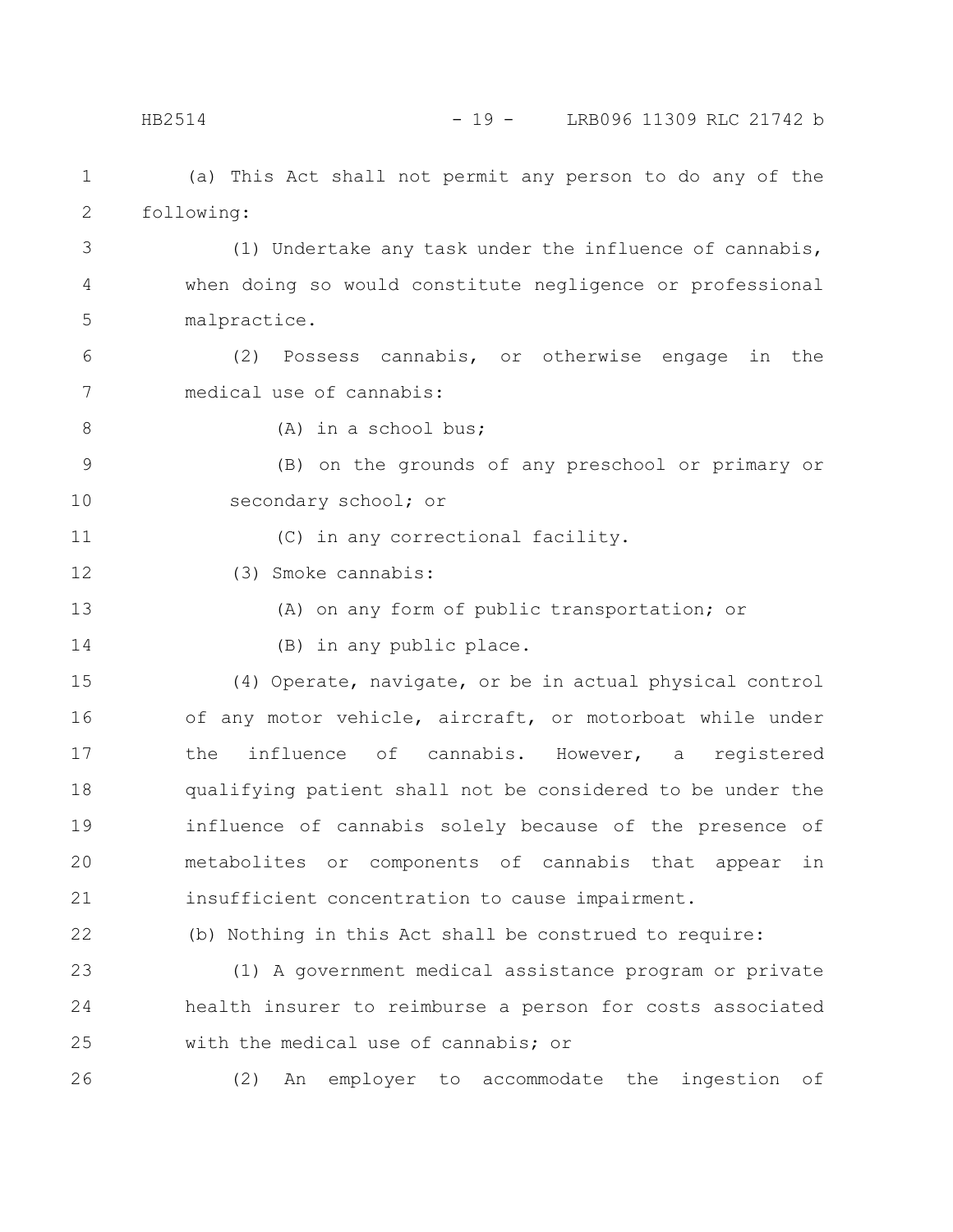(a) This Act shall not permit any person to do any of the following:

(1) Undertake any task under the influence of cannabis, when doing so would constitute negligence or professional malpractice.

(2) Possess cannabis, or otherwise engage in the medical use of cannabis:

(A) in a school bus;

(B) on the grounds of any preschool or primary or secondary school; or

(C) in any correctional facility.

(3) Smoke cannabis:

(A) on any form of public transportation; or

(B) in any public place.

(4) Operate, navigate, or be in actual physical control of any motor vehicle, aircraft, or motorboat while under the influence of cannabis. However, a registered qualifying patient shall not be considered to be under the influence of cannabis solely because of the presence of metabolites or components of cannabis that appear in insufficient concentration to cause impairment.

(b) Nothing in this Act shall be construed to require:

(1) A government medical assistance program or private health insurer to reimburse a person for costs associated with the medical use of cannabis; or

(2) An employer to accommodate the ingestion of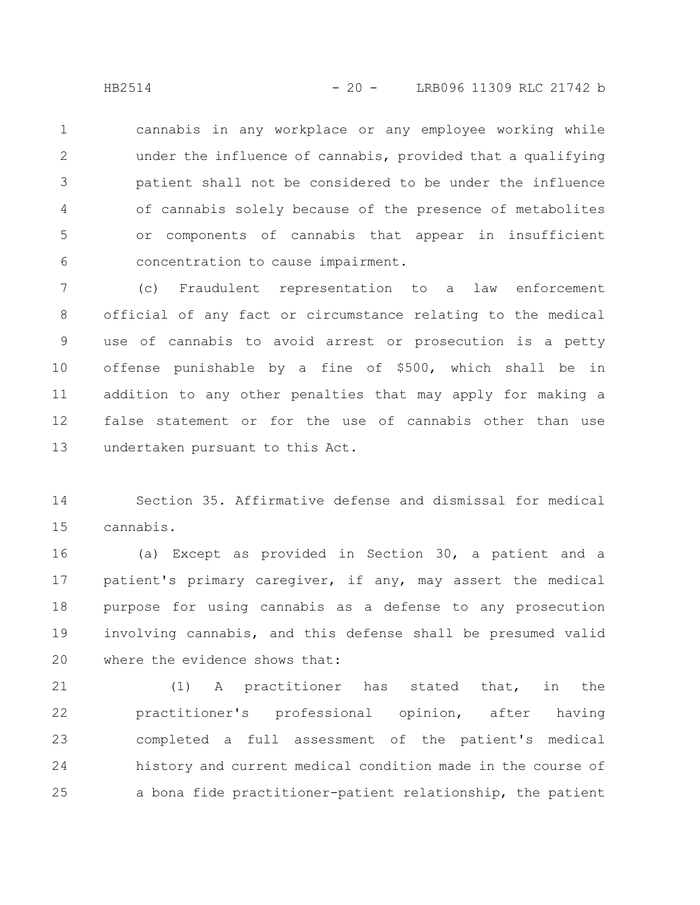cannabis in any workplace or any employee working while under the influence of cannabis, provided that a qualifying patient shall not be considered to be under the influence of cannabis solely because of the presence of metabolites or components of cannabis that appear in insufficient concentration to cause impairment.

(c) Fraudulent representation to a law enforcement official of any fact or circumstance relating to the medical use of cannabis to avoid arrest or prosecution is a petty offense punishable by a fine of $500, which shall be in addition to any other penalties that may apply for making a false statement or for the use of cannabis other than use undertaken pursuant to this Act.

Section 35. Affirmative defense and dismissal for medical cannabis.

(a) Except as provided in Section 30, a patient and a patient's primary caregiver, if any, may assert the medical purpose for using cannabis as a defense to any prosecution involving cannabis, and this defense shall be presumed valid where the evidence shows that:

(1) A practitioner has stated that, in the practitioner's professional opinion, after having completed a full assessment of the patient's medical history and current medical condition made in the course of a bona fide practitioner-patient relationship, the patient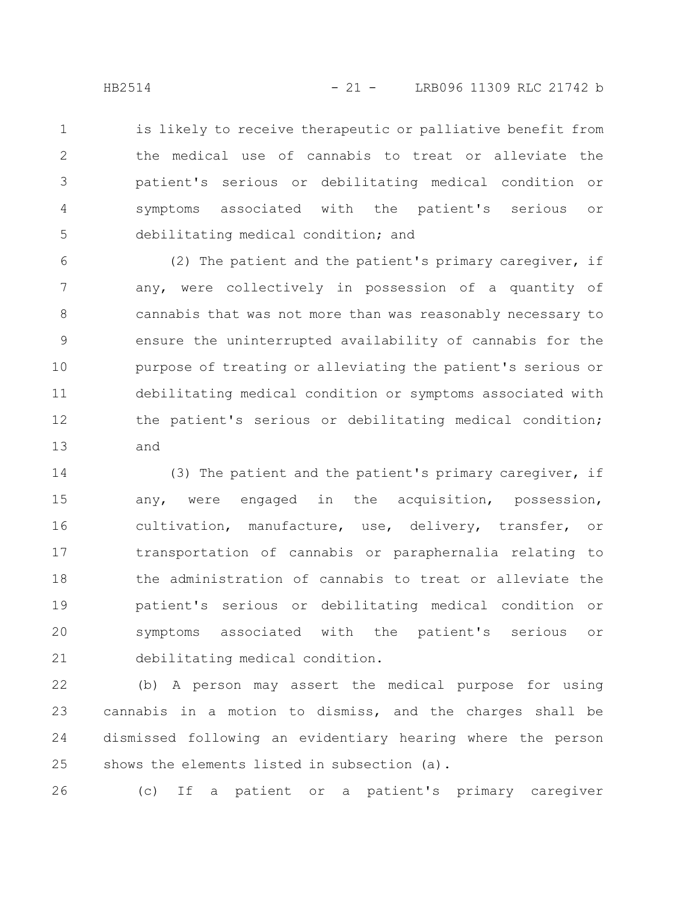is likely to receive therapeutic or palliative benefit from the medical use of cannabis to treat or alleviate the patient's serious or debilitating medical condition or symptoms associated with the patient's serious or debilitating medical condition; and

(2) The patient and the patient's primary caregiver, if any, were collectively in possession of a quantity of cannabis that was not more than was reasonably necessary to ensure the uninterrupted availability of cannabis for the purpose of treating or alleviating the patient's serious or debilitating medical condition or symptoms associated with the patient's serious or debilitating medical condition; and

(3) The patient and the patient's primary caregiver, if any, were engaged in the acquisition, possession, cultivation, manufacture, use, delivery, transfer, or transportation of cannabis or paraphernalia relating to the administration of cannabis to treat or alleviate the patient's serious or debilitating medical condition or symptoms associated with the patient's serious or debilitating medical condition.

(b) A person may assert the medical purpose for using cannabis in a motion to dismiss, and the charges shall be dismissed following an evidentiary hearing where the person shows the elements listed in subsection (a).

(c) If a patient or a patient's primary caregiver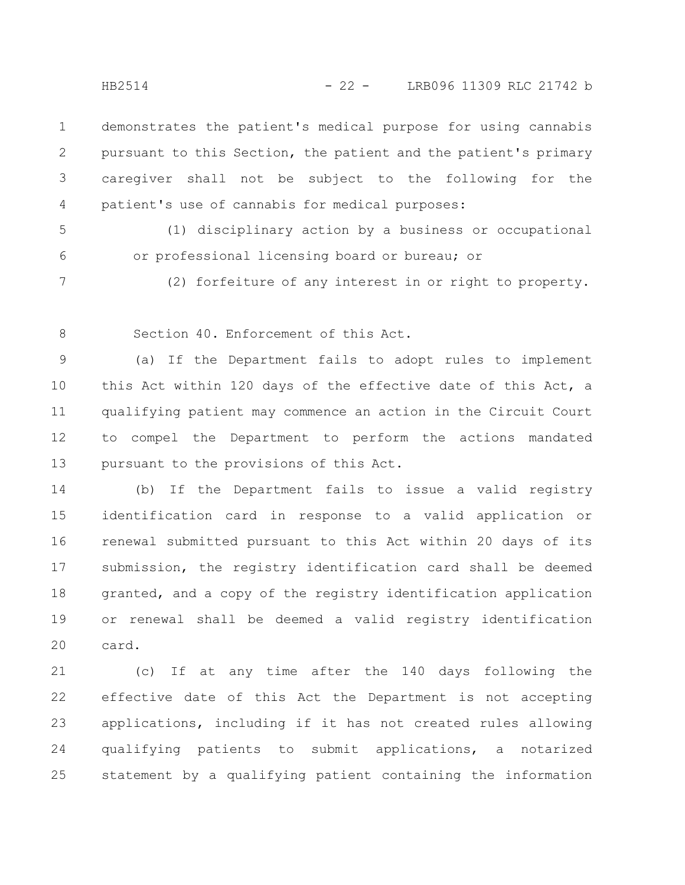demonstrates the patient's medical purpose for using cannabis pursuant to this Section, the patient and the patient's primary caregiver shall not be subject to the following for the patient's use of cannabis for medical purposes:

(1) disciplinary action by a business or occupational or professional licensing board or bureau; or

(2) forfeiture of any interest in or right to property.

Section 40. Enforcement of this Act.

(a) If the Department fails to adopt rules to implement this Act within 120 days of the effective date of this Act, a qualifying patient may commence an action in the Circuit Court to compel the Department to perform the actions mandated pursuant to the provisions of this Act.

(b) If the Department fails to issue a valid registry identification card in response to a valid application or renewal submitted pursuant to this Act within 20 days of its submission, the registry identification card shall be deemed granted, and a copy of the registry identification application or renewal shall be deemed a valid registry identification card.

(c) If at any time after the 140 days following the effective date of this Act the Department is not accepting applications, including if it has not created rules allowing qualifying patients to submit applications, a notarized statement by a qualifying patient containing the information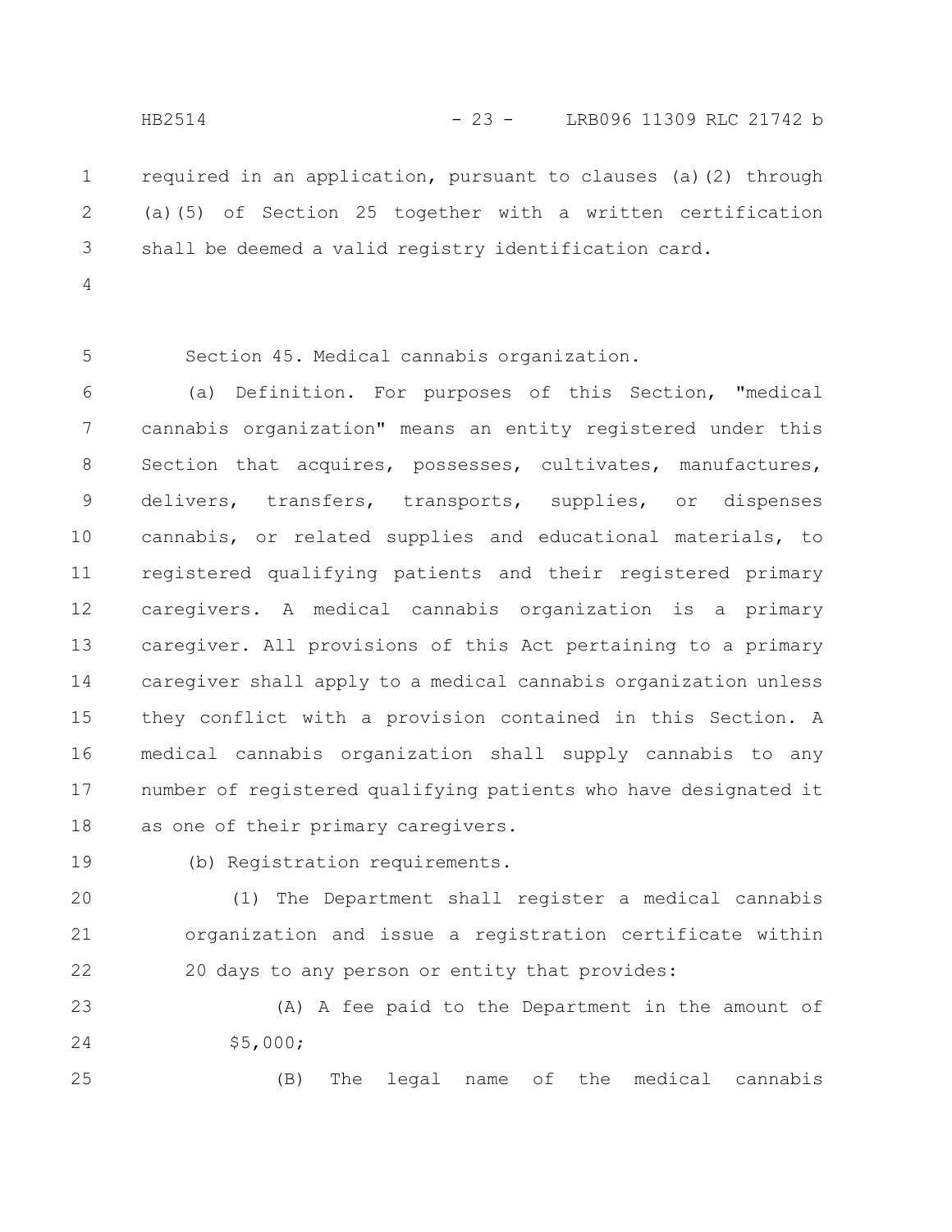required in an application, pursuant to clauses (a)(2) through (a)(5) of Section 25 together with a written certification shall be deemed a valid registry identification card.

Section 45. Medical cannabis organization.

(a) Definition. For purposes of this Section, "medical cannabis organization" means an entity registered under this Section that acquires, possesses, cultivates, manufactures, delivers, transfers, transports, supplies, or dispenses cannabis, or related supplies and educational materials, to registered qualifying patients and their registered primary caregivers. A medical cannabis organization is a primary caregiver. All provisions of this Act pertaining to a primary caregiver shall apply to a medical cannabis organization unless they conflict with a provision contained in this Section. A medical cannabis organization shall supply cannabis to any number of registered qualifying patients who have designated it as one of their primary caregivers.

(b) Registration requirements.

(1) The Department shall register a medical cannabis organization and issue a registration certificate within 20 days to any person or entity that provides:

(A) A fee paid to the Department in the amount of $5,000;

(B) The legal name of the medical cannabis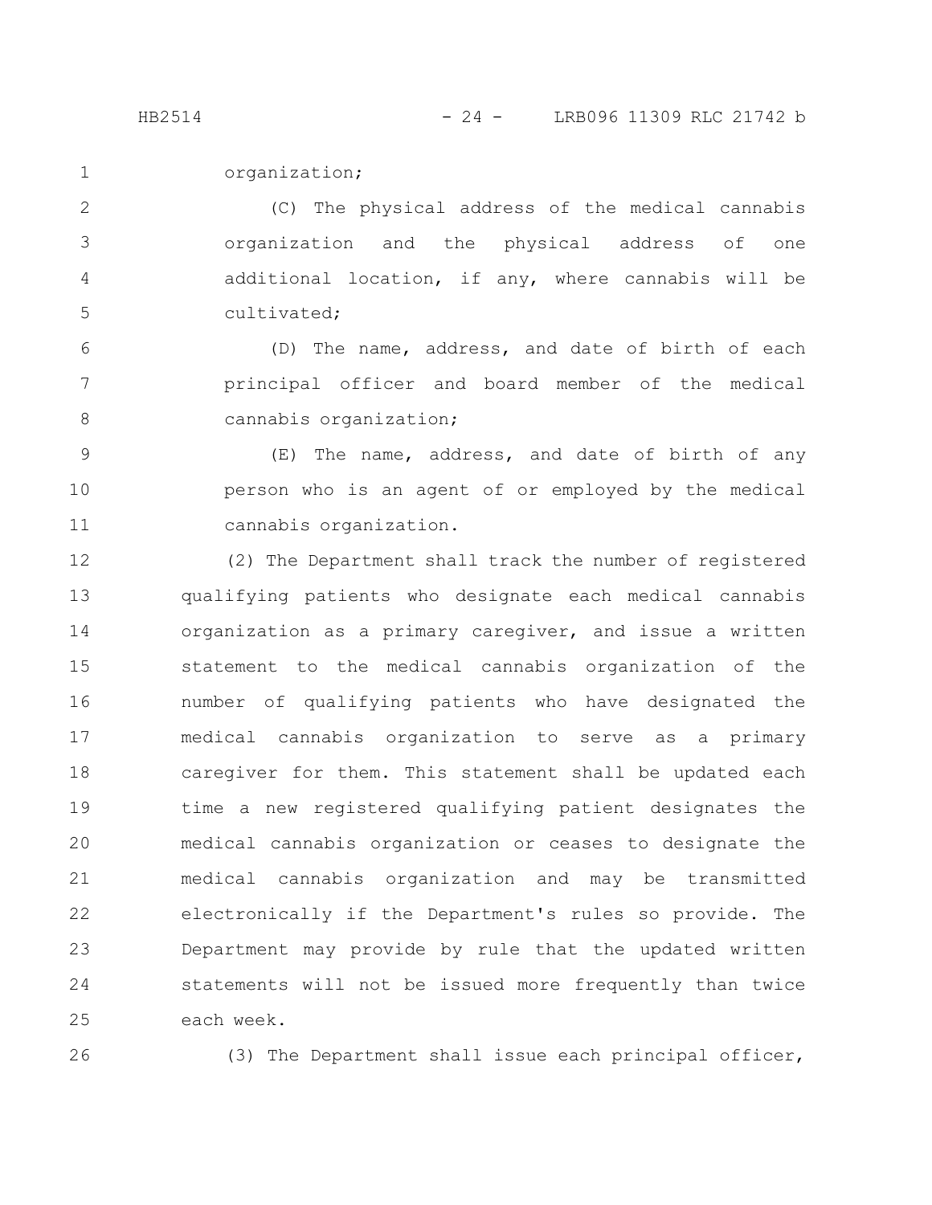organization;

(C) The physical address of the medical cannabis organization and the physical address of one additional location, if any, where cannabis will be cultivated;

(D) The name, address, and date of birth of each principal officer and board member of the medical cannabis organization;

(E) The name, address, and date of birth of any person who is an agent of or employed by the medical cannabis organization.

(2) The Department shall track the number of registered qualifying patients who designate each medical cannabis organization as a primary caregiver, and issue a written statement to the medical cannabis organization of the number of qualifying patients who have designated the medical cannabis organization to serve as a primary caregiver for them. This statement shall be updated each time a new registered qualifying patient designates the medical cannabis organization or ceases to designate the medical cannabis organization and may be transmitted electronically if the Department's rules so provide. The Department may provide by rule that the updated written statements will not be issued more frequently than twice each week.

(3) The Department shall issue each principal officer,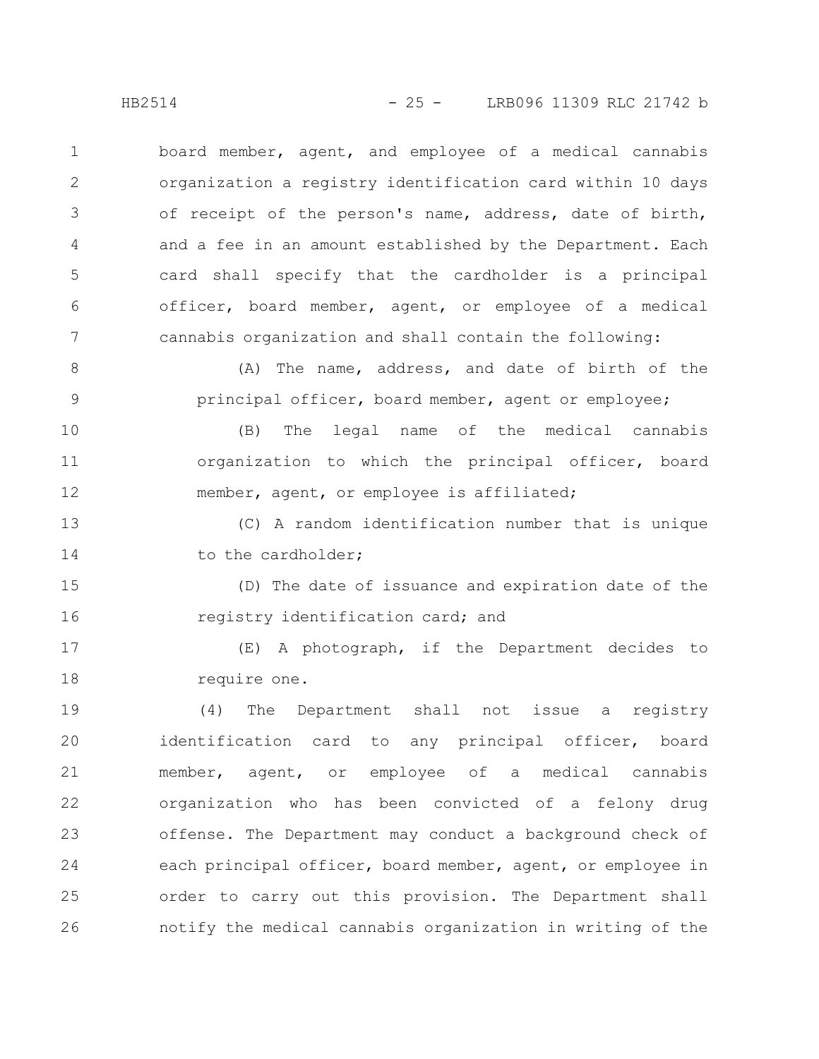board member, agent, and employee of a medical cannabis organization a registry identification card within 10 days of receipt of the person's name, address, date of birth, and a fee in an amount established by the Department. Each card shall specify that the cardholder is a principal officer, board member, agent, or employee of a medical cannabis organization and shall contain the following:

(A) The name, address, and date of birth of the principal officer, board member, agent or employee;

(B) The legal name of the medical cannabis organization to which the principal officer, board member, agent, or employee is affiliated;

(C) A random identification number that is unique to the cardholder;

(D) The date of issuance and expiration date of the registry identification card; and

(E) A photograph, if the Department decides to require one.

(4) The Department shall not issue a registry identification card to any principal officer, board member, agent, or employee of a medical cannabis organization who has been convicted of a felony drug offense. The Department may conduct a background check of each principal officer, board member, agent, or employee in order to carry out this provision. The Department shall notify the medical cannabis organization in writing of the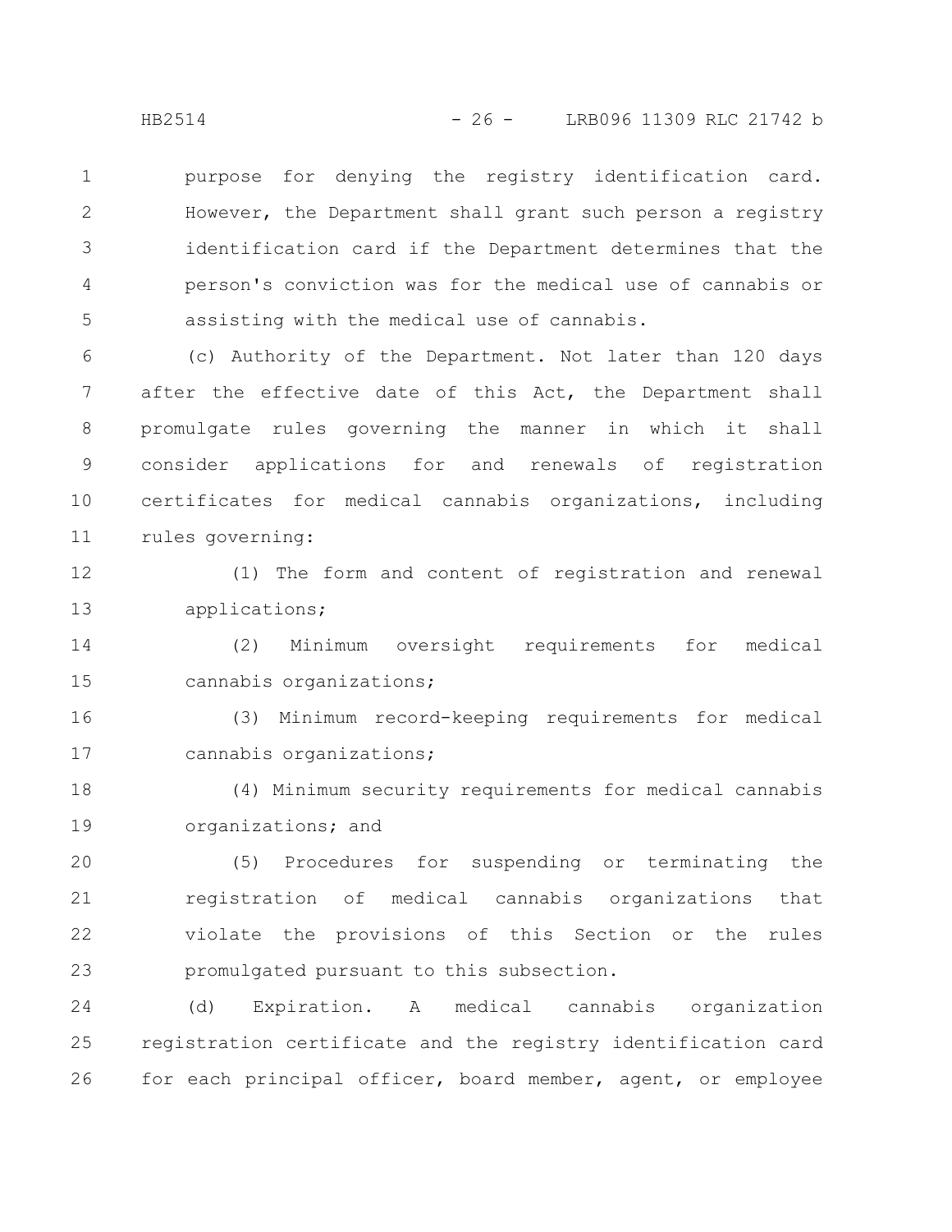purpose for denying the registry identification card. However, the Department shall grant such person a registry identification card if the Department determines that the person's conviction was for the medical use of cannabis or assisting with the medical use of cannabis.

(c) Authority of the Department. Not later than 120 days after the effective date of this Act, the Department shall promulgate rules governing the manner in which it shall consider applications for and renewals of registration certificates for medical cannabis organizations, including rules governing:

(1) The form and content of registration and renewal applications;

(2) Minimum oversight requirements for medical cannabis organizations;

(3) Minimum record-keeping requirements for medical cannabis organizations;

(4) Minimum security requirements for medical cannabis organizations; and

(5) Procedures for suspending or terminating the registration of medical cannabis organizations that violate the provisions of this Section or the rules promulgated pursuant to this subsection.

(d) Expiration. A medical cannabis organization registration certificate and the registry identification card for each principal officer, board member, agent, or employee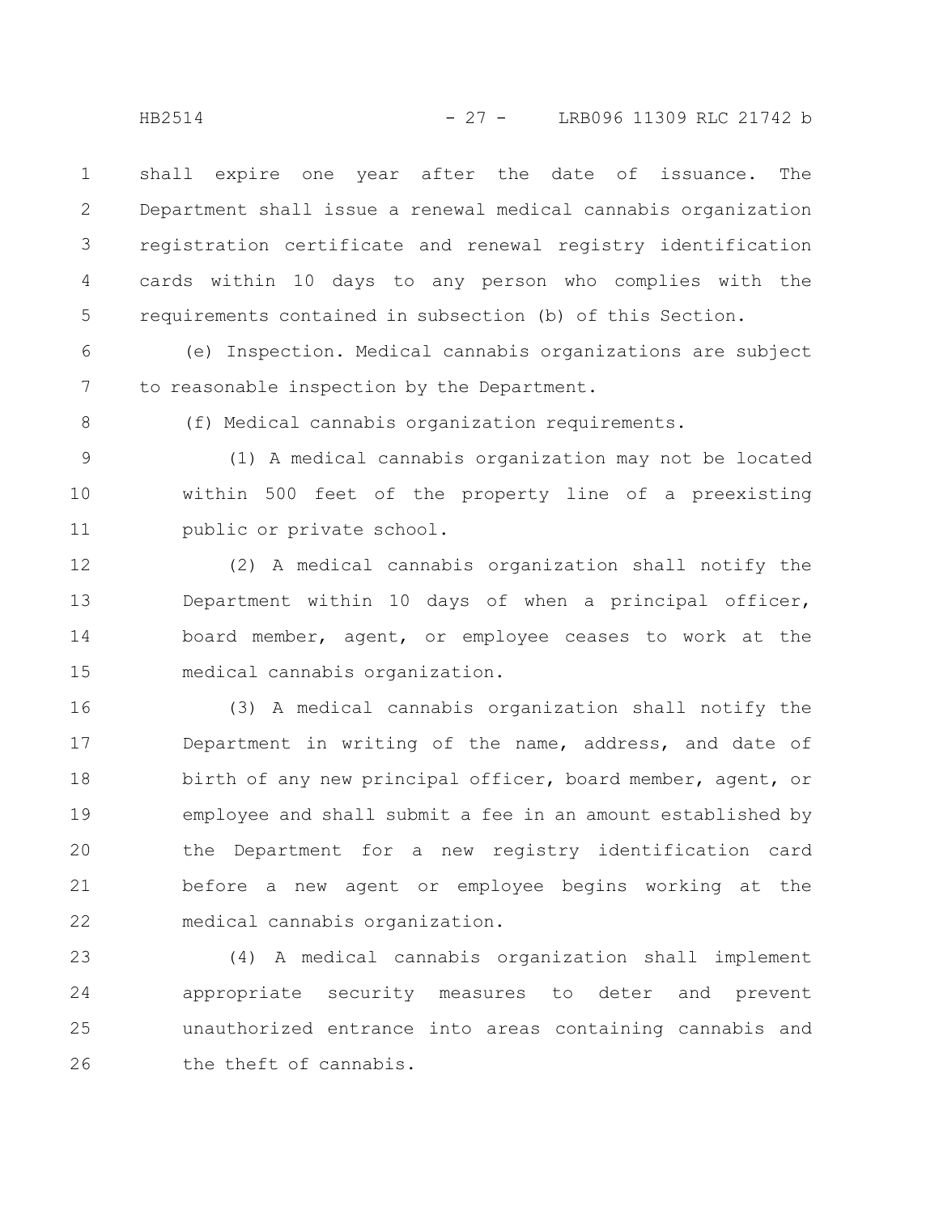shall expire one year after the date of issuance. The Department shall issue a renewal medical cannabis organization registration certificate and renewal registry identification cards within 10 days to any person who complies with the requirements contained in subsection (b) of this Section.

(e) Inspection. Medical cannabis organizations are subject to reasonable inspection by the Department.

(f) Medical cannabis organization requirements.

(1) A medical cannabis organization may not be located within 500 feet of the property line of a preexisting public or private school.

(2) A medical cannabis organization shall notify the Department within 10 days of when a principal officer, board member, agent, or employee ceases to work at the medical cannabis organization.

(3) A medical cannabis organization shall notify the Department in writing of the name, address, and date of birth of any new principal officer, board member, agent, or employee and shall submit a fee in an amount established by the Department for a new registry identification card before a new agent or employee begins working at the medical cannabis organization.

(4) A medical cannabis organization shall implement appropriate security measures to deter and prevent unauthorized entrance into areas containing cannabis and the theft of cannabis.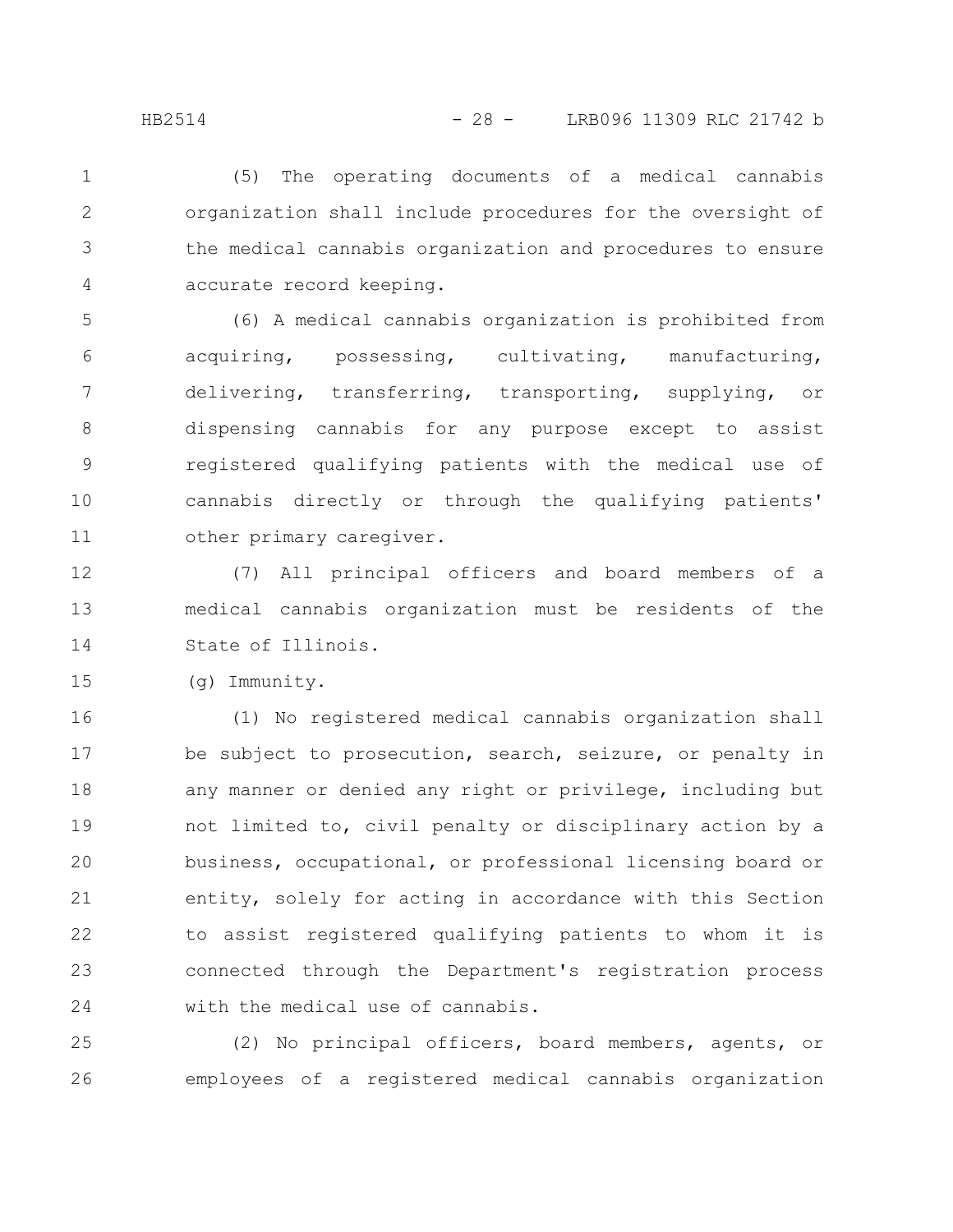(5) The operating documents of a medical cannabis organization shall include procedures for the oversight of the medical cannabis organization and procedures to ensure accurate record keeping.

(6) A medical cannabis organization is prohibited from acquiring, possessing, cultivating, manufacturing, delivering, transferring, transporting, supplying, or dispensing cannabis for any purpose except to assist registered qualifying patients with the medical use of cannabis directly or through the qualifying patients' other primary caregiver.

(7) All principal officers and board members of a medical cannabis organization must be residents of the State of Illinois.

(g) Immunity.

(1) No registered medical cannabis organization shall be subject to prosecution, search, seizure, or penalty in any manner or denied any right or privilege, including but not limited to, civil penalty or disciplinary action by a business, occupational, or professional licensing board or entity, solely for acting in accordance with this Section to assist registered qualifying patients to whom it is connected through the Department's registration process with the medical use of cannabis.

(2) No principal officers, board members, agents, or employees of a registered medical cannabis organization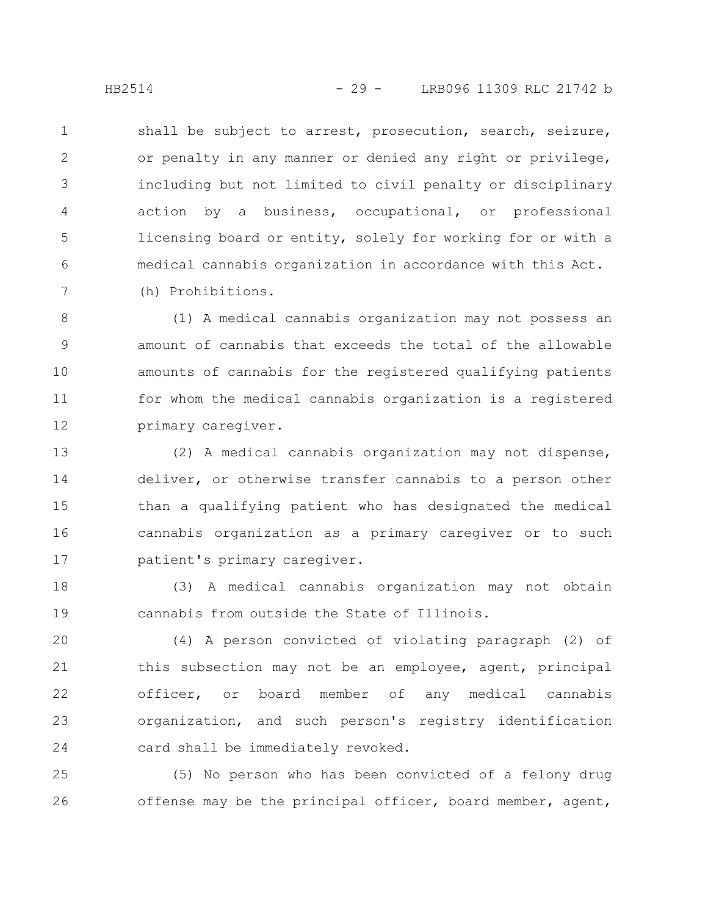shall be subject to arrest, prosecution, search, seizure, or penalty in any manner or denied any right or privilege, including but not limited to civil penalty or disciplinary action by a business, occupational, or professional licensing board or entity, solely for working for or with a medical cannabis organization in accordance with this Act.

(h) Prohibitions.

(1) A medical cannabis organization may not possess an amount of cannabis that exceeds the total of the allowable amounts of cannabis for the registered qualifying patients for whom the medical cannabis organization is a registered primary caregiver.

(2) A medical cannabis organization may not dispense, deliver, or otherwise transfer cannabis to a person other than a qualifying patient who has designated the medical cannabis organization as a primary caregiver or to such patient's primary caregiver.

(3) A medical cannabis organization may not obtain cannabis from outside the State of Illinois.

(4) A person convicted of violating paragraph (2) of this subsection may not be an employee, agent, principal officer, or board member of any medical cannabis organization, and such person's registry identification card shall be immediately revoked.

(5) No person who has been convicted of a felony drug offense may be the principal officer, board member, agent,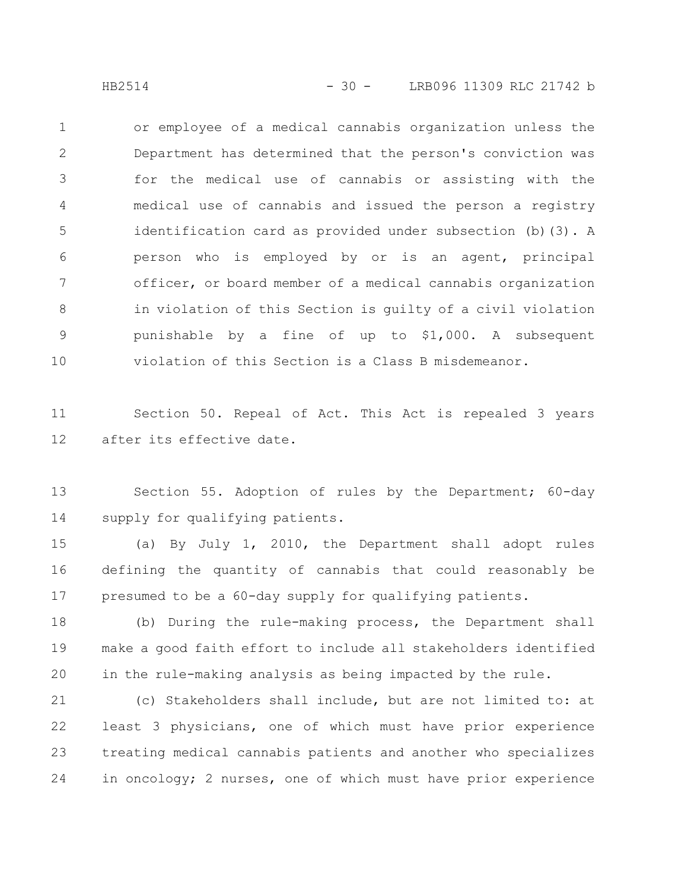or employee of a medical cannabis organization unless the Department has determined that the person's conviction was for the medical use of cannabis or assisting with the medical use of cannabis and issued the person a registry identification card as provided under subsection (b)(3). A person who is employed by or is an agent, principal officer, or board member of a medical cannabis organization in violation of this Section is guilty of a civil violation punishable by a fine of up to $1,000. A subsequent violation of this Section is a Class B misdemeanor.

Section 50. Repeal of Act. This Act is repealed 3 years after its effective date.

Section 55. Adoption of rules by the Department; 60-day supply for qualifying patients.

(a) By July 1, 2010, the Department shall adopt rules defining the quantity of cannabis that could reasonably be presumed to be a 60-day supply for qualifying patients.

(b) During the rule-making process, the Department shall make a good faith effort to include all stakeholders identified in the rule-making analysis as being impacted by the rule.

(c) Stakeholders shall include, but are not limited to: at least 3 physicians, one of which must have prior experience treating medical cannabis patients and another who specializes in oncology; 2 nurses, one of which must have prior experience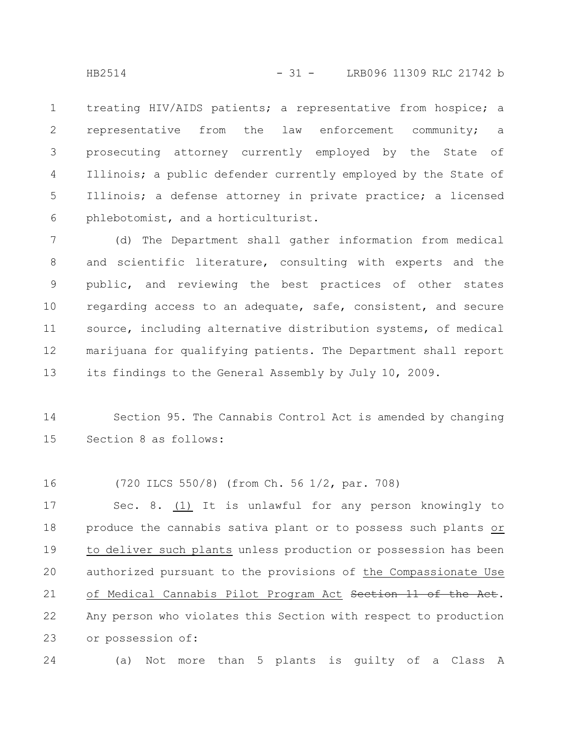treating HIV/AIDS patients; a representative from hospice; a representative from the law enforcement community; a prosecuting attorney currently employed by the State of Illinois; a public defender currently employed by the State of Illinois; a defense attorney in private practice; a licensed phlebotomist, and a horticulturist.

(d) The Department shall gather information from medical and scientific literature, consulting with experts and the public, and reviewing the best practices of other states regarding access to an adequate, safe, consistent, and secure source, including alternative distribution systems, of medical marijuana for qualifying patients. The Department shall report its findings to the General Assembly by July 10, 2009.

Section 95. The Cannabis Control Act is amended by changing Section 8 as follows:

(720 ILCS 550/8) (from Ch. 56 1/2, par. 708)

Sec. 8. <u>(1)</u> It is unlawful for any person knowingly to produce the cannabis sativa plant or to possess such plants <u>or to deliver such plants</u> unless production or possession has been authorized pursuant to the provisions of <u>the Compassionate Use of Medical Cannabis Pilot Program Act</u> ~~Section 11 of the Act~~. Any person who violates this Section with respect to production or possession of:

(a) Not more than 5 plants is guilty of a Class A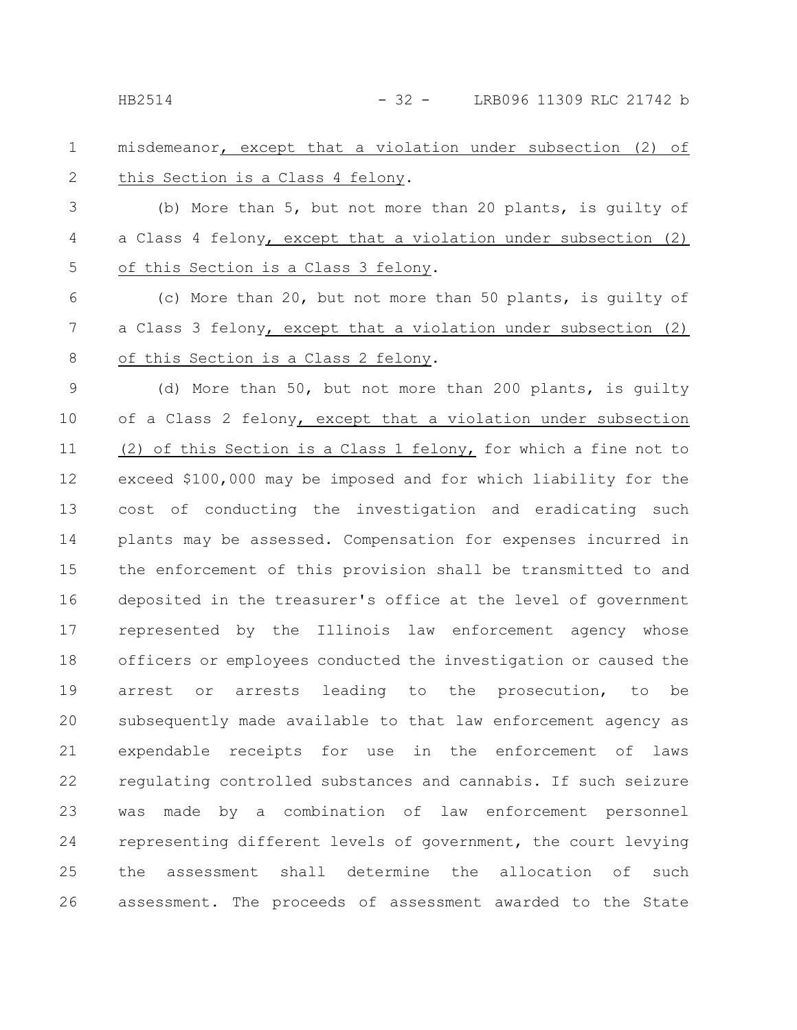misdemeanor, except that a violation under subsection (2) of this Section is a Class 4 felony.

(b) More than 5, but not more than 20 plants, is guilty of a Class 4 felony, except that a violation under subsection (2) of this Section is a Class 3 felony.

(c) More than 20, but not more than 50 plants, is guilty of a Class 3 felony, except that a violation under subsection (2) of this Section is a Class 2 felony.

(d) More than 50, but not more than 200 plants, is guilty of a Class 2 felony, except that a violation under subsection (2) of this Section is a Class 1 felony, for which a fine not to exceed $100,000 may be imposed and for which liability for the cost of conducting the investigation and eradicating such plants may be assessed. Compensation for expenses incurred in the enforcement of this provision shall be transmitted to and deposited in the treasurer's office at the level of government represented by the Illinois law enforcement agency whose officers or employees conducted the investigation or caused the arrest or arrests leading to the prosecution, to be subsequently made available to that law enforcement agency as expendable receipts for use in the enforcement of laws regulating controlled substances and cannabis. If such seizure was made by a combination of law enforcement personnel representing different levels of government, the court levying the assessment shall determine the allocation of such assessment. The proceeds of assessment awarded to the State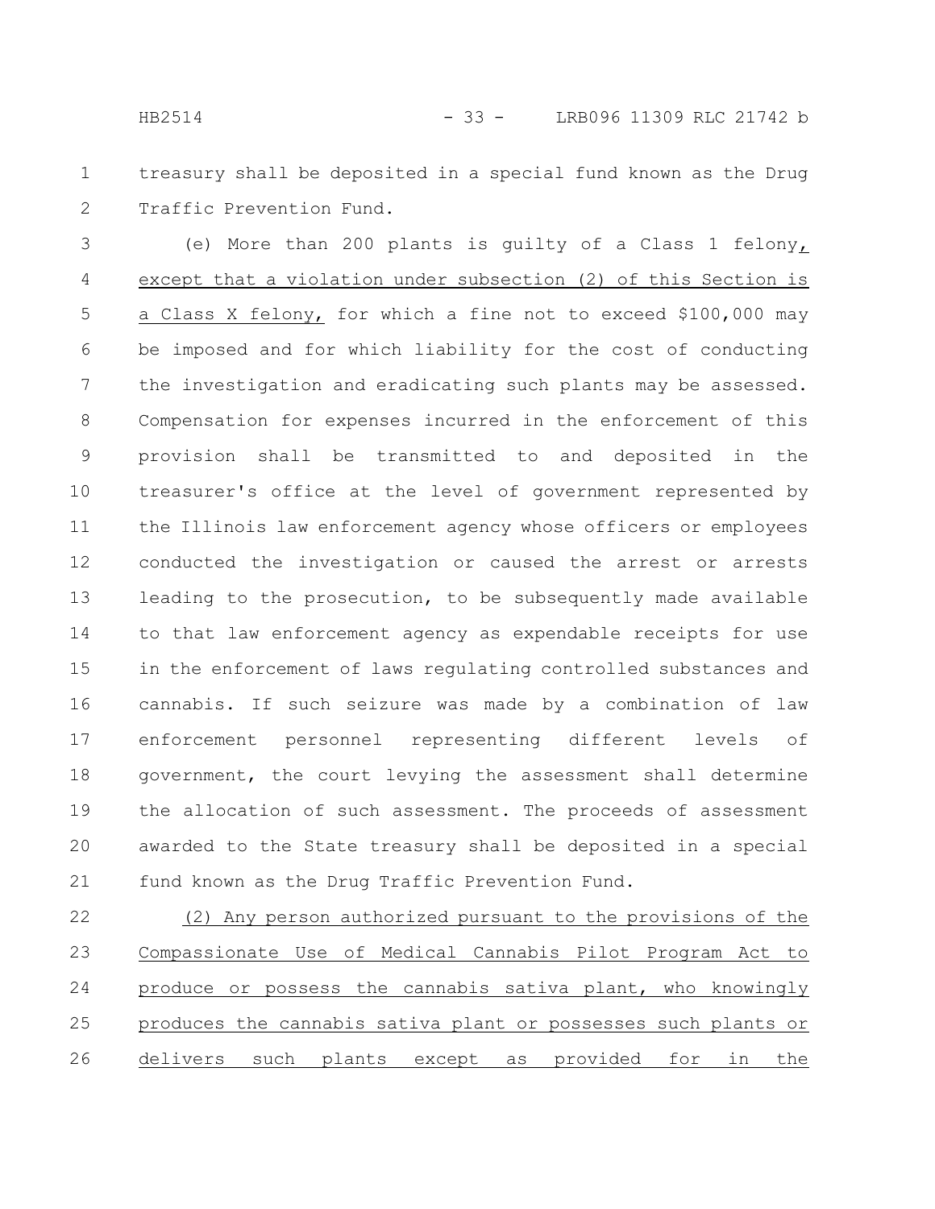treasury shall be deposited in a special fund known as the Drug Traffic Prevention Fund.

(e) More than 200 plants is guilty of a Class 1 felony, except that a violation under subsection (2) of this Section is a Class X felony, for which a fine not to exceed $100,000 may be imposed and for which liability for the cost of conducting the investigation and eradicating such plants may be assessed. Compensation for expenses incurred in the enforcement of this provision shall be transmitted to and deposited in the treasurer's office at the level of government represented by the Illinois law enforcement agency whose officers or employees conducted the investigation or caused the arrest or arrests leading to the prosecution, to be subsequently made available to that law enforcement agency as expendable receipts for use in the enforcement of laws regulating controlled substances and cannabis. If such seizure was made by a combination of law enforcement personnel representing different levels of government, the court levying the assessment shall determine the allocation of such assessment. The proceeds of assessment awarded to the State treasury shall be deposited in a special fund known as the Drug Traffic Prevention Fund.

(2) Any person authorized pursuant to the provisions of the Compassionate Use of Medical Cannabis Pilot Program Act to produce or possess the cannabis sativa plant, who knowingly produces the cannabis sativa plant or possesses such plants or delivers such plants except as provided for in the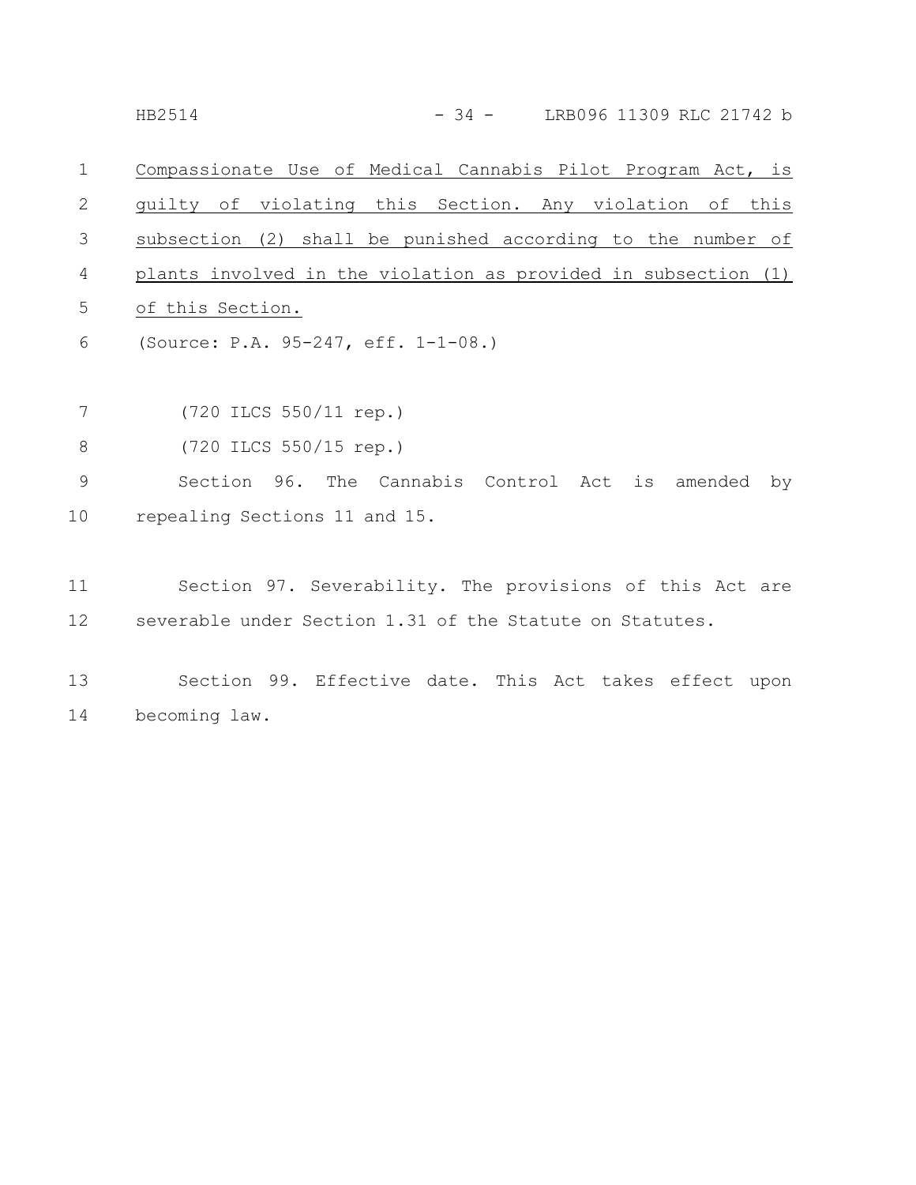Compassionate Use of Medical Cannabis Pilot Program Act, is guilty of violating this Section. Any violation of this subsection (2) shall be punished according to the number of plants involved in the violation as provided in subsection (1) of this Section.

(Source: P.A. 95-247, eff. 1-1-08.)

(720 ILCS 550/11 rep.)

(720 ILCS 550/15 rep.)

Section 96. The Cannabis Control Act is amended by repealing Sections 11 and 15.

Section 97. Severability. The provisions of this Act are severable under Section 1.31 of the Statute on Statutes.

Section 99. Effective date. This Act takes effect upon becoming law.